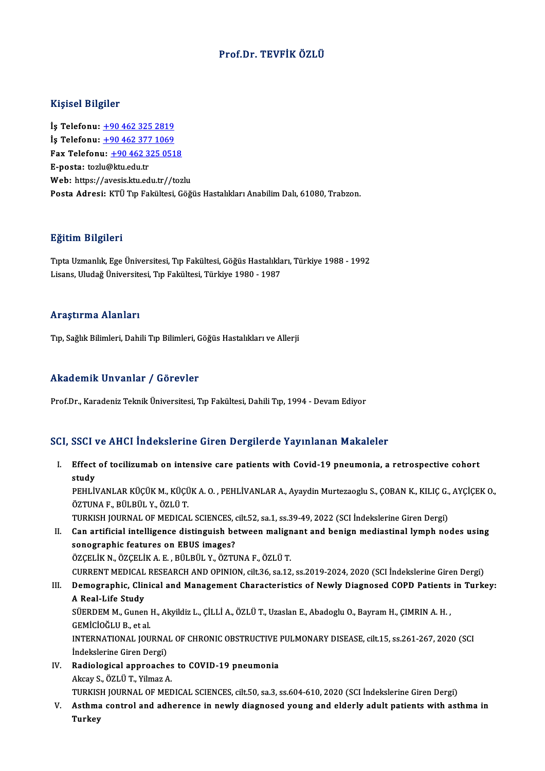# Prof.Dr. TEVFİK ÖZLÜ

## Kişisel Bilgiler

**İş Telefonu:** +90 462 325 2819
**İş Telefonu:** +90 462 377 1069
**Fax Telefonu:** +90 462 325 0518
**E-posta:** tozlu@ktu.edu.tr
**Web:** https://avesis.ktu.edu.tr//tozlu
**Posta Adresi:** KTÜ Tıp Fakültesi, Göğüs Hastalıkları Anabilim Dalı, 61080, Trabzon.

## Eğitim Bilgileri

Tıpta Uzmanlık, Ege Üniversitesi, Tıp Fakültesi, Göğüs Hastalıkları, Türkiye 1988 - 1992
Lisans, Uludağ Üniversitesi, Tıp Fakültesi, Türkiye 1980 - 1987

## Araştırma Alanları

Tıp, Sağlık Bilimleri, Dahili Tıp Bilimleri, Göğüs Hastalıkları ve Allerji

## Akademik Unvanlar / Görevler

Prof.Dr., Karadeniz Teknik Üniversitesi, Tıp Fakültesi, Dahili Tıp, 1994 - Devam Ediyor

## SCI, SSCI ve AHCI İndekslerine Giren Dergilerde Yayınlanan Makaleler

I. **Effect of tocilizumab on intensive care patients with Covid-19 pneumonia, a retrospective cohort study**
   PEHLİVANLAR KÜÇÜK M., KÜÇÜK A. O. , PEHLİVANLAR A., Ayaydin Murtezaoglu S., ÇOBAN K., KILIÇ G., AYÇİÇEK O., ÖZTUNA F., BÜLBÜL Y., ÖZLÜ T.
   TURKISH JOURNAL OF MEDICAL SCIENCES, cilt.52, sa.1, ss.39-49, 2022 (SCI İndekslerine Giren Dergi)
II. **Can artificial intelligence distinguish between malignant and benign mediastinal lymph nodes using sonographic features on EBUS images?**
   ÖZÇELİK N., ÖZÇELİK A. E. , BÜLBÜL Y., ÖZTUNA F., ÖZLÜ T.
   CURRENT MEDICAL RESEARCH AND OPINION, cilt.36, sa.12, ss.2019-2024, 2020 (SCI İndekslerine Giren Dergi)
III. **Demographic, Clinical and Management Characteristics of Newly Diagnosed COPD Patients in Turkey: A Real-Life Study**
   SÜERDEM M., Gunen H., Akyildiz L., ÇİLLİ A., ÖZLÜ T., Uzaslan E., Abadoglu O., Bayram H., ÇIMRIN A. H. , GEMİCİOĞLU B., et al.
   INTERNATIONAL JOURNAL OF CHRONIC OBSTRUCTIVE PULMONARY DISEASE, cilt.15, ss.261-267, 2020 (SCI İndekslerine Giren Dergi)
IV. **Radiological approaches to COVID-19 pneumonia**
   Akcay S., ÖZLÜ T., Yilmaz A.
   TURKISH JOURNAL OF MEDICAL SCIENCES, cilt.50, sa.3, ss.604-610, 2020 (SCI İndekslerine Giren Dergi)
V. **Asthma control and adherence in newly diagnosed young and elderly adult patients with asthma in Turkey**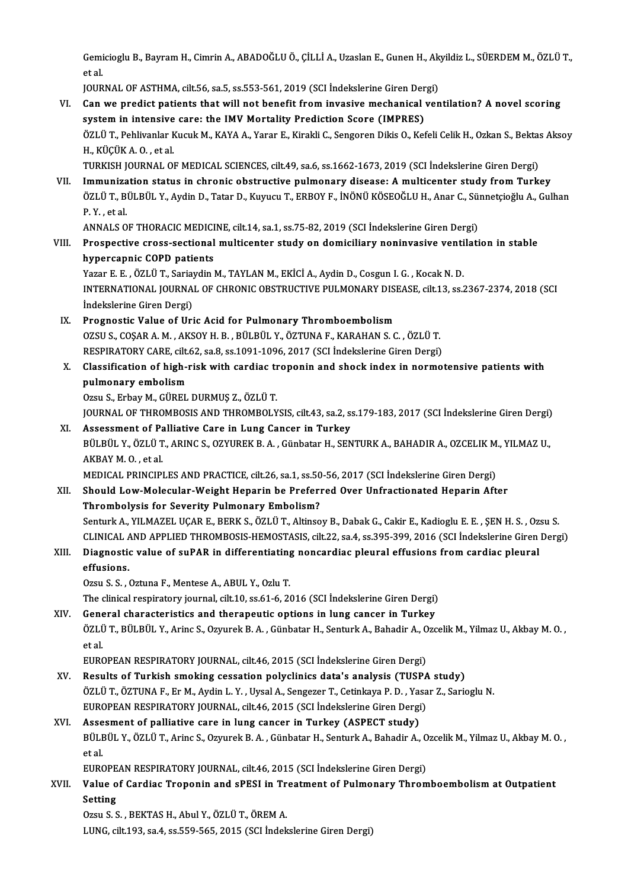Gemicioglu B., Bayram H., Cimrin A., ABADOĞLU Ö., ÇİLLİ A., Uzaslan E., Gunen H., Akyildiz L., SÜERDEM M., ÖZLÜ T., et al.
JOURNAL OF ASTHMA, cilt.56, sa.5, ss.553-561, 2019 (SCI İndekslerine Giren Dergi)

VI. **Can we predict patients that will not benefit from invasive mechanical ventilation? A novel scoring system in intensive care: the IMV Mortality Prediction Score (IMPRES)**
ÖZLÜ T., Pehlivanlar Kucuk M., KAYA A., Yarar E., Kirakli C., Sengoren Dikis O., Kefeli Celik H., Ozkan S., Bektas Aksoy H., KÜÇÜK A. O. , et al.
TURKISH JOURNAL OF MEDICAL SCIENCES, cilt.49, sa.6, ss.1662-1673, 2019 (SCI İndekslerine Giren Dergi)

VII. **Immunization status in chronic obstructive pulmonary disease: A multicenter study from Turkey**
ÖZLÜ T., BÜLBÜL Y., Aydin D., Tatar D., Kuyucu T., ERBOY F., İNÖNÜ KÖSEOĞLU H., Anar C., Sünnetçioğlu A., Gulhan P. Y. , et al.
ANNALS OF THORACIC MEDICINE, cilt.14, sa.1, ss.75-82, 2019 (SCI İndekslerine Giren Dergi)

VIII. **Prospective cross-sectional multicenter study on domiciliary noninvasive ventilation in stable hypercapnic COPD patients**
Yazar E. E. , ÖZLÜ T., Sariaydin M., TAYLAN M., EKİCİ A., Aydin D., Cosgun I. G. , Kocak N. D.
INTERNATIONAL JOURNAL OF CHRONIC OBSTRUCTIVE PULMONARY DISEASE, cilt.13, ss.2367-2374, 2018 (SCI İndekslerine Giren Dergi)

IX. **Prognostic Value of Uric Acid for Pulmonary Thromboembolism**
OZSU S., COŞAR A. M. , AKSOY H. B. , BÜLBÜL Y., ÖZTUNA F., KARAHAN S. C. , ÖZLÜ T.
RESPIRATORY CARE, cilt.62, sa.8, ss.1091-1096, 2017 (SCI İndekslerine Giren Dergi)

X. **Classification of high-risk with cardiac troponin and shock index in normotensive patients with pulmonary embolism**
Ozsu S., Erbay M., GÜREL DURMUŞ Z., ÖZLÜ T.
JOURNAL OF THROMBOSIS AND THROMBOLYSIS, cilt.43, sa.2, ss.179-183, 2017 (SCI İndekslerine Giren Dergi)

XI. **Assessment of Palliative Care in Lung Cancer in Turkey**
BÜLBÜL Y., ÖZLÜ T., ARINC S., OZYUREK B. A. , Günbatar H., SENTURK A., BAHADIR A., OZCELIK M., YILMAZ U., AKBAY M. O. , et al.
MEDICAL PRINCIPLES AND PRACTICE, cilt.26, sa.1, ss.50-56, 2017 (SCI İndekslerine Giren Dergi)

XII. **Should Low-Molecular-Weight Heparin be Preferred Over Unfractionated Heparin After Thrombolysis for Severity Pulmonary Embolism?**
Senturk A., YILMAZEL UÇAR E., BERK S., ÖZLÜ T., Altinsoy B., Dabak G., Cakir E., Kadioglu E. E. , ŞEN H. S. , Ozsu S.
CLINICAL AND APPLIED THROMBOSIS-HEMOSTASIS, cilt.22, sa.4, ss.395-399, 2016 (SCI İndekslerine Giren Dergi)

XIII. **Diagnostic value of suPAR in differentiating noncardiac pleural effusions from cardiac pleural effusions.**
Ozsu S. S. , Oztuna F., Mentese A., ABUL Y., Ozlu T.
The clinical respiratory journal, cilt.10, ss.61-6, 2016 (SCI İndekslerine Giren Dergi)

XIV. **General characteristics and therapeutic options in lung cancer in Turkey**
ÖZLÜ T., BÜLBÜL Y., Arinc S., Ozyurek B. A. , Günbatar H., Senturk A., Bahadir A., Ozcelik M., Yilmaz U., Akbay M. O. , et al.
EUROPEAN RESPIRATORY JOURNAL, cilt.46, 2015 (SCI İndekslerine Giren Dergi)

XV. **Results of Turkish smoking cessation polyclinics data's analysis (TUSPA study)**
ÖZLÜ T., ÖZTUNA F., Er M., Aydin L. Y. , Uysal A., Sengezer T., Cetinkaya P. D. , Yasar Z., Sarioglu N.
EUROPEAN RESPIRATORY JOURNAL, cilt.46, 2015 (SCI İndekslerine Giren Dergi)

XVI. **Assesment of palliative care in lung cancer in Turkey (ASPECT study)**
BÜLBÜL Y., ÖZLÜ T., Arinc S., Ozyurek B. A. , Günbatar H., Senturk A., Bahadir A., Ozcelik M., Yilmaz U., Akbay M. O. , et al.
EUROPEAN RESPIRATORY JOURNAL, cilt.46, 2015 (SCI İndekslerine Giren Dergi)

XVII. **Value of Cardiac Troponin and sPESI in Treatment of Pulmonary Thromboembolism at Outpatient Setting**
Ozsu S. S. , BEKTAS H., Abul Y., ÖZLÜ T., ÖREM A.
LUNG, cilt.193, sa.4, ss.559-565, 2015 (SCI İndekslerine Giren Dergi)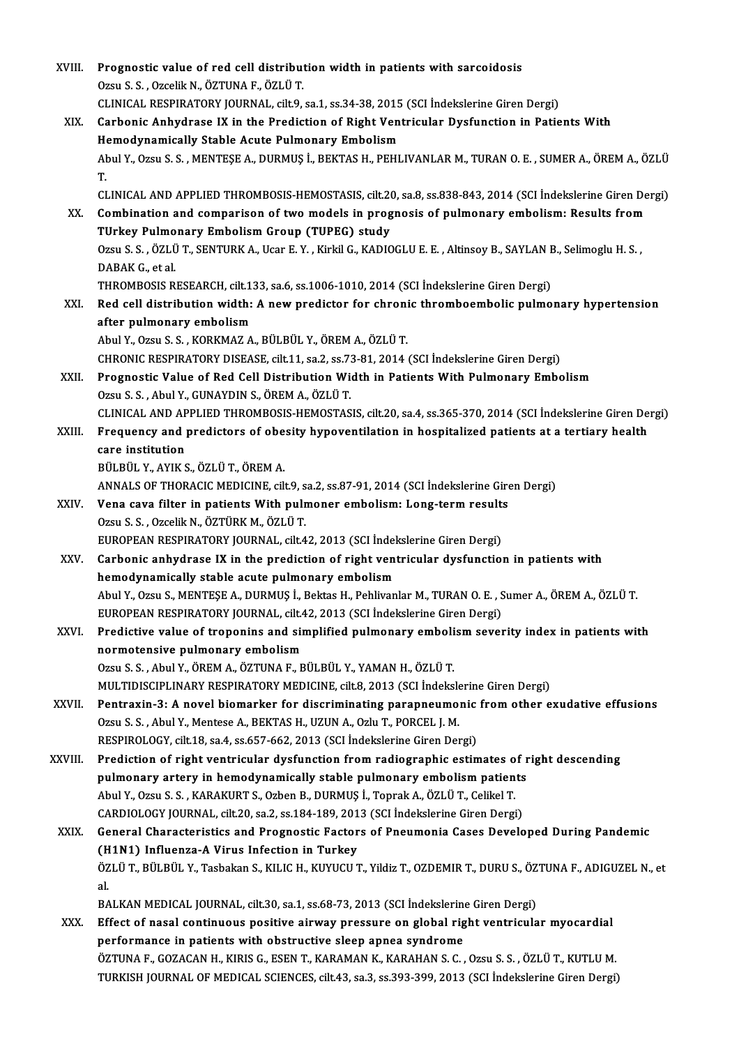XVIII. **Prognostic value of red cell distribution width in patients with sarcoidosis**
Ozsu S. S. , Ozcelik N., ÖZTUNA F., ÖZLÜ T.
CLINICAL RESPIRATORY JOURNAL, cilt.9, sa.1, ss.34-38, 2015 (SCI İndekslerine Giren Dergi)

XIX. **Carbonic Anhydrase IX in the Prediction of Right Ventricular Dysfunction in Patients With Hemodynamically Stable Acute Pulmonary Embolism**
Abul Y., Ozsu S. S. , MENTEŞE A., DURMUŞ İ., BEKTAS H., PEHLIVANLAR M., TURAN O. E. , SUMER A., ÖREM A., ÖZLÜ T.
CLINICAL AND APPLIED THROMBOSIS-HEMOSTASIS, cilt.20, sa.8, ss.838-843, 2014 (SCI İndekslerine Giren Dergi)

XX. **Combination and comparison of two models in prognosis of pulmonary embolism: Results from TUrkey Pulmonary Embolism Group (TUPEG) study**
Ozsu S. S. , ÖZLÜ T., SENTURK A., Ucar E. Y. , Kirkil G., KADIOGLU E. E. , Altinsoy B., SAYLAN B., Selimoglu H. S. , DABAK G., et al.
THROMBOSIS RESEARCH, cilt.133, sa.6, ss.1006-1010, 2014 (SCI İndekslerine Giren Dergi)

XXI. **Red cell distribution width: A new predictor for chronic thromboembolic pulmonary hypertension after pulmonary embolism**
Abul Y., Ozsu S. S. , KORKMAZ A., BÜLBÜL Y., ÖREM A., ÖZLÜ T.
CHRONIC RESPIRATORY DISEASE, cilt.11, sa.2, ss.73-81, 2014 (SCI İndekslerine Giren Dergi)

XXII. **Prognostic Value of Red Cell Distribution Width in Patients With Pulmonary Embolism**
Ozsu S. S. , Abul Y., GUNAYDIN S., ÖREM A., ÖZLÜ T.
CLINICAL AND APPLIED THROMBOSIS-HEMOSTASIS, cilt.20, sa.4, ss.365-370, 2014 (SCI İndekslerine Giren Dergi)

XXIII. **Frequency and predictors of obesity hypoventilation in hospitalized patients at a tertiary health care institution**
BÜLBÜL Y., AYIK S., ÖZLÜ T., ÖREM A.
ANNALS OF THORACIC MEDICINE, cilt.9, sa.2, ss.87-91, 2014 (SCI İndekslerine Giren Dergi)

XXIV. **Vena cava filter in patients With pulmoner embolism: Long-term results**
Ozsu S. S. , Ozcelik N., ÖZTÜRK M., ÖZLÜ T.
EUROPEAN RESPIRATORY JOURNAL, cilt.42, 2013 (SCI İndekslerine Giren Dergi)

XXV. **Carbonic anhydrase IX in the prediction of right ventricular dysfunction in patients with hemodynamically stable acute pulmonary embolism**
Abul Y., Ozsu S., MENTEŞE A., DURMUŞ İ., Bektas H., Pehlivanlar M., TURAN O. E. , Sumer A., ÖREM A., ÖZLÜ T.
EUROPEAN RESPIRATORY JOURNAL, cilt.42, 2013 (SCI İndekslerine Giren Dergi)

XXVI. **Predictive value of troponins and simplified pulmonary embolism severity index in patients with normotensive pulmonary embolism**
Ozsu S. S. , Abul Y., ÖREM A., ÖZTUNA F., BÜLBÜL Y., YAMAN H., ÖZLÜ T.
MULTIDISCIPLINARY RESPIRATORY MEDICINE, cilt.8, 2013 (SCI İndekslerine Giren Dergi)

XXVII. **Pentraxin-3: A novel biomarker for discriminating parapneumonic from other exudative effusions**
Ozsu S. S. , Abul Y., Mentese A., BEKTAS H., UZUN A., Ozlu T., PORCEL J. M.
RESPIROLOGY, cilt.18, sa.4, ss.657-662, 2013 (SCI İndekslerine Giren Dergi)

XXVIII. **Prediction of right ventricular dysfunction from radiographic estimates of right descending pulmonary artery in hemodynamically stable pulmonary embolism patients**
Abul Y., Ozsu S. S. , KARAKURT S., Ozben B., DURMUŞ İ., Toprak A., ÖZLÜ T., Celikel T.
CARDIOLOGY JOURNAL, cilt.20, sa.2, ss.184-189, 2013 (SCI İndekslerine Giren Dergi)

XXIX. **General Characteristics and Prognostic Factors of Pneumonia Cases Developed During Pandemic (H1N1) Influenza-A Virus Infection in Turkey**
ÖZLÜ T., BÜLBÜL Y., Tasbakan S., KILIC H., KUYUCU T., Yildiz T., OZDEMIR T., DURU S., ÖZTUNA F., ADIGUZEL N., et al.
BALKAN MEDICAL JOURNAL, cilt.30, sa.1, ss.68-73, 2013 (SCI İndekslerine Giren Dergi)

XXX. **Effect of nasal continuous positive airway pressure on global right ventricular myocardial performance in patients with obstructive sleep apnea syndrome**
ÖZTUNA F., GOZACAN H., KIRIS G., ESEN T., KARAMAN K., KARAHAN S. C. , Ozsu S. S. , ÖZLÜ T., KUTLU M.
TURKISH JOURNAL OF MEDICAL SCIENCES, cilt.43, sa.3, ss.393-399, 2013 (SCI İndekslerine Giren Dergi)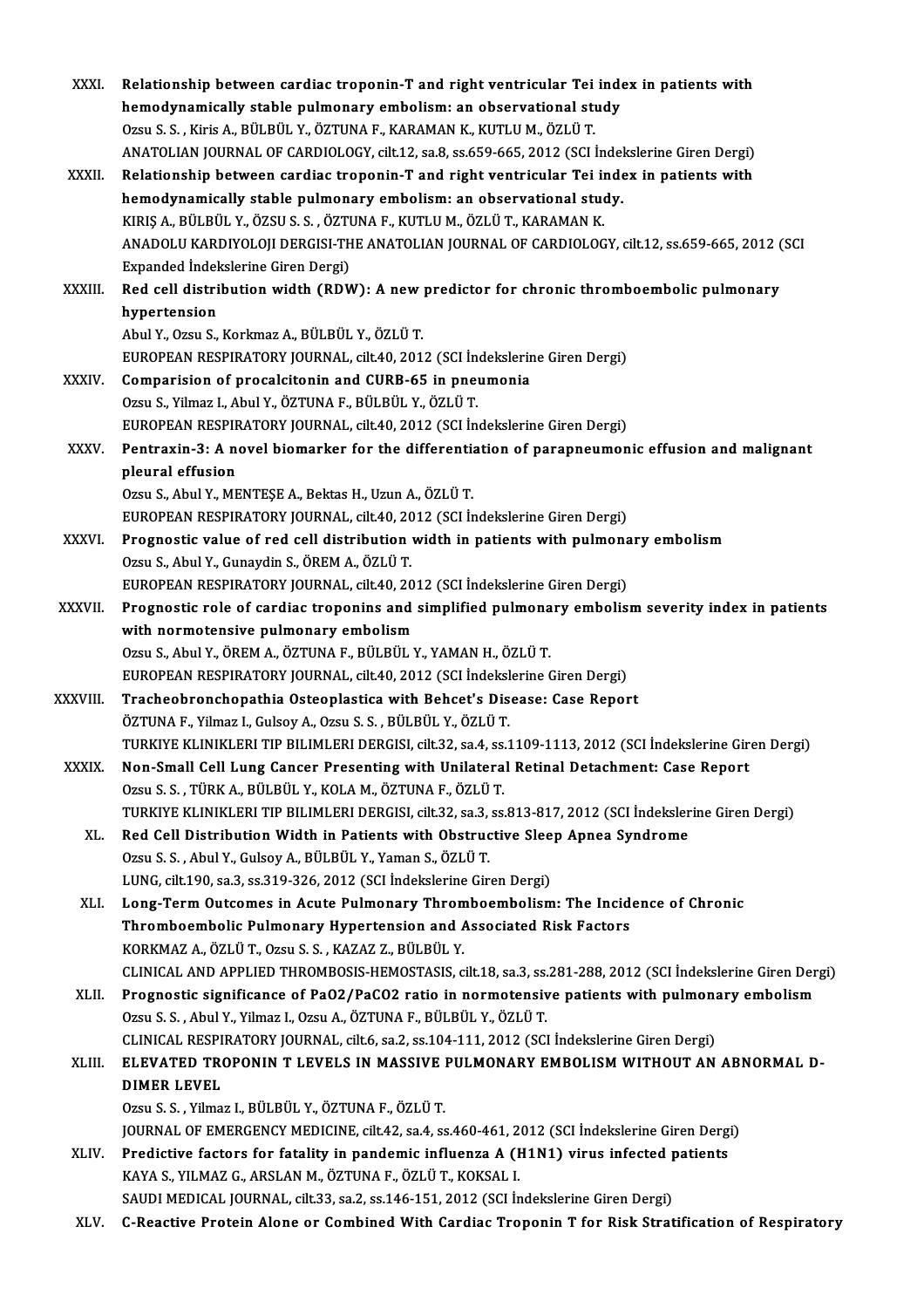XXXI. **Relationship between cardiac troponin-T and right ventricular Tei index in patients with hemodynamically stable pulmonary embolism: an observational study**
Ozsu S. S. , Kiris A., BÜLBÜL Y., ÖZTUNA F., KARAMAN K., KUTLU M., ÖZLÜ T.
ANATOLIAN JOURNAL OF CARDIOLOGY, cilt.12, sa.8, ss.659-665, 2012 (SCI İndekslerine Giren Dergi)

XXXII. **Relationship between cardiac troponin-T and right ventricular Tei index in patients with hemodynamically stable pulmonary embolism: an observational study.**
KIRIŞ A., BÜLBÜL Y., ÖZSU S. S. , ÖZTUNA F., KUTLU M., ÖZLÜ T., KARAMAN K.
ANADOLU KARDIYOLOJI DERGISI-THE ANATOLIAN JOURNAL OF CARDIOLOGY, cilt.12, ss.659-665, 2012 (SCI Expanded İndekslerine Giren Dergi)

XXXIII. **Red cell distribution width (RDW): A new predictor for chronic thromboembolic pulmonary hypertension**
Abul Y., Ozsu S., Korkmaz A., BÜLBÜL Y., ÖZLÜ T.
EUROPEAN RESPIRATORY JOURNAL, cilt.40, 2012 (SCI İndekslerine Giren Dergi)

XXXIV. **Comparision of procalcitonin and CURB-65 in pneumonia**
Ozsu S., Yilmaz I., Abul Y., ÖZTUNA F., BÜLBÜL Y., ÖZLÜ T.
EUROPEAN RESPIRATORY JOURNAL, cilt.40, 2012 (SCI İndekslerine Giren Dergi)

XXXV. **Pentraxin-3: A novel biomarker for the differentiation of parapneumonic effusion and malignant pleural effusion**
Ozsu S., Abul Y., MENTEŞE A., Bektas H., Uzun A., ÖZLÜ T.
EUROPEAN RESPIRATORY JOURNAL, cilt.40, 2012 (SCI İndekslerine Giren Dergi)

XXXVI. **Prognostic value of red cell distribution width in patients with pulmonary embolism**
Ozsu S., Abul Y., Gunaydin S., ÖREM A., ÖZLÜ T.
EUROPEAN RESPIRATORY JOURNAL, cilt.40, 2012 (SCI İndekslerine Giren Dergi)

XXXVII. **Prognostic role of cardiac troponins and simplified pulmonary embolism severity index in patients with normotensive pulmonary embolism**
Ozsu S., Abul Y., ÖREM A., ÖZTUNA F., BÜLBÜL Y., YAMAN H., ÖZLÜ T.
EUROPEAN RESPIRATORY JOURNAL, cilt.40, 2012 (SCI İndekslerine Giren Dergi)

XXXVIII. **Tracheobronchopathia Osteoplastica with Behcet's Disease: Case Report**
ÖZTUNA F., Yilmaz I., Gulsoy A., Ozsu S. S. , BÜLBÜL Y., ÖZLÜ T.
TURKIYE KLINIKLERI TIP BILIMLERI DERGISI, cilt.32, sa.4, ss.1109-1113, 2012 (SCI İndekslerine Giren Dergi)

XXXIX. **Non-Small Cell Lung Cancer Presenting with Unilateral Retinal Detachment: Case Report**
Ozsu S. S. , TÜRK A., BÜLBÜL Y., KOLA M., ÖZTUNA F., ÖZLÜ T.
TURKIYE KLINIKLERI TIP BILIMLERI DERGISI, cilt.32, sa.3, ss.813-817, 2012 (SCI İndekslerine Giren Dergi)

XL. **Red Cell Distribution Width in Patients with Obstructive Sleep Apnea Syndrome**
Ozsu S. S. , Abul Y., Gulsoy A., BÜLBÜL Y., Yaman S., ÖZLÜ T.
LUNG, cilt.190, sa.3, ss.319-326, 2012 (SCI İndekslerine Giren Dergi)

XLI. **Long-Term Outcomes in Acute Pulmonary Thromboembolism: The Incidence of Chronic Thromboembolic Pulmonary Hypertension and Associated Risk Factors**
KORKMAZ A., ÖZLÜ T., Ozsu S. S. , KAZAZ Z., BÜLBÜL Y.
CLINICAL AND APPLIED THROMBOSIS-HEMOSTASIS, cilt.18, sa.3, ss.281-288, 2012 (SCI İndekslerine Giren Dergi)

XLII. **Prognostic significance of PaO2/PaCO2 ratio in normotensive patients with pulmonary embolism**
Ozsu S. S. , Abul Y., Yilmaz I., Ozsu A., ÖZTUNA F., BÜLBÜL Y., ÖZLÜ T.
CLINICAL RESPIRATORY JOURNAL, cilt.6, sa.2, ss.104-111, 2012 (SCI İndekslerine Giren Dergi)

XLIII. **ELEVATED TROPONIN T LEVELS IN MASSIVE PULMONARY EMBOLISM WITHOUT AN ABNORMAL D-DIMER LEVEL**
Ozsu S. S. , Yilmaz I., BÜLBÜL Y., ÖZTUNA F., ÖZLÜ T.
JOURNAL OF EMERGENCY MEDICINE, cilt.42, sa.4, ss.460-461, 2012 (SCI İndekslerine Giren Dergi)

XLIV. **Predictive factors for fatality in pandemic influenza A (H1N1) virus infected patients**
KAYA S., YILMAZ G., ARSLAN M., ÖZTUNA F., ÖZLÜ T., KOKSAL I.
SAUDI MEDICAL JOURNAL, cilt.33, sa.2, ss.146-151, 2012 (SCI İndekslerine Giren Dergi)

XLV. **C-Reactive Protein Alone or Combined With Cardiac Troponin T for Risk Stratification of Respiratory**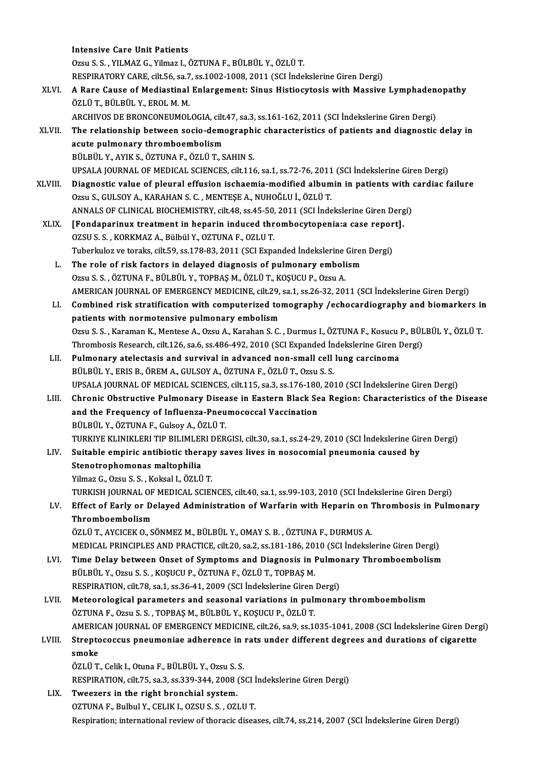**Intensive Care Unit Patients**
Ozsu S. S. , YILMAZ G., Yilmaz I., ÖZTUNA F., BÜLBÜL Y., ÖZLÜ T.
RESPIRATORY CARE, cilt.56, sa.7, ss.1002-1008, 2011 (SCI İndekslerine Giren Dergi)

XLVI. **A Rare Cause of Mediastinal Enlargement: Sinus Histiocytosis with Massive Lymphadenopathy**
ÖZLÜ T., BÜLBÜL Y., EROL M. M.
ARCHIVOS DE BRONCONEUMOLOGIA, cilt.47, sa.3, ss.161-162, 2011 (SCI İndekslerine Giren Dergi)

XLVII. **The relationship between socio-demographic characteristics of patients and diagnostic delay in acute pulmonary thromboembolism**
BÜLBÜL Y., AYIK S., ÖZTUNA F., ÖZLÜ T., SAHIN S.
UPSALA JOURNAL OF MEDICAL SCIENCES, cilt.116, sa.1, ss.72-76, 2011 (SCI İndekslerine Giren Dergi)

XLVIII. **Diagnostic value of pleural effusion ischaemia-modified albumin in patients with cardiac failure**
Ozsu S., GULSOY A., KARAHAN S. C. , MENTEŞE A., NUHOĞLU İ., ÖZLÜ T.
ANNALS OF CLINICAL BIOCHEMISTRY, cilt.48, ss.45-50, 2011 (SCI İndekslerine Giren Dergi)

XLIX. **[Fondaparinux treatment in heparin induced thrombocytopenia:a case report].**
OZSU S. S. , KORKMAZ A., Bülbül Y., OZTUNA F., OZLU T.
Tuberkuloz ve toraks, cilt.59, ss.178-83, 2011 (SCI Expanded İndekslerine Giren Dergi)

L. **The role of risk factors in delayed diagnosis of pulmonary embolism**
Ozsu S. S. , ÖZTUNA F., BÜLBÜL Y., TOPBAŞ M., ÖZLÜ T., KOŞUCU P., Ozsu A.
AMERICAN JOURNAL OF EMERGENCY MEDICINE, cilt.29, sa.1, ss.26-32, 2011 (SCI İndekslerine Giren Dergi)

LI. **Combined risk stratification with computerized tomography /echocardiography and biomarkers in patients with normotensive pulmonary embolism**
Ozsu S. S. , Karaman K., Mentese A., Ozsu A., Karahan S. C. , Durmus I., ÖZTUNA F., Kosucu P., BÜLBÜL Y., ÖZLÜ T.
Thrombosis Research, cilt.126, sa.6, ss.486-492, 2010 (SCI Expanded İndekslerine Giren Dergi)

LII. **Pulmonary atelectasis and survival in advanced non-small cell lung carcinoma**
BÜLBÜL Y., ERIS B., ÖREM A., GULSOY A., ÖZTUNA F., ÖZLÜ T., Ozsu S. S.
UPSALA JOURNAL OF MEDICAL SCIENCES, cilt.115, sa.3, ss.176-180, 2010 (SCI İndekslerine Giren Dergi)

LIII. **Chronic Obstructive Pulmonary Disease in Eastern Black Sea Region: Characteristics of the Disease and the Frequency of Influenza-Pneumococcal Vaccination**
BÜLBÜL Y., ÖZTUNA F., Gulsoy A., ÖZLÜ T.
TURKIYE KLINIKLERI TIP BILIMLERI DERGISI, cilt.30, sa.1, ss.24-29, 2010 (SCI İndekslerine Giren Dergi)

LIV. **Suitable empiric antibiotic therapy saves lives in nosocomial pneumonia caused by Stenotrophomonas maltophilia**
Yilmaz G., Ozsu S. S. , Koksal I., ÖZLÜ T.
TURKISH JOURNAL OF MEDICAL SCIENCES, cilt.40, sa.1, ss.99-103, 2010 (SCI İndekslerine Giren Dergi)

LV. **Effect of Early or Delayed Administration of Warfarin with Heparin on Thrombosis in Pulmonary Thromboembolism**
ÖZLÜ T., AYCICEK O., SÖNMEZ M., BÜLBÜL Y., OMAY S. B. , ÖZTUNA F., DURMUS A.
MEDICAL PRINCIPLES AND PRACTICE, cilt.20, sa.2, ss.181-186, 2010 (SCI İndekslerine Giren Dergi)

LVI. **Time Delay between Onset of Symptoms and Diagnosis in Pulmonary Thromboembolism**
BÜLBÜL Y., Ozsu S. S. , KOŞUCU P., ÖZTUNA F., ÖZLÜ T., TOPBAŞ M.
RESPIRATION, cilt.78, sa.1, ss.36-41, 2009 (SCI İndekslerine Giren Dergi)

LVII. **Meteorological parameters and seasonal variations in pulmonary thromboembolism**
ÖZTUNA F., Ozsu S. S. , TOPBAŞ M., BÜLBÜL Y., KOŞUCU P., ÖZLÜ T.
AMERICAN JOURNAL OF EMERGENCY MEDICINE, cilt.26, sa.9, ss.1035-1041, 2008 (SCI İndekslerine Giren Dergi)

LVIII. **Streptococcus pneumoniae adherence in rats under different degrees and durations of cigarette smoke**
ÖZLÜ T., Celik I., Otuna F., BÜLBÜL Y., Ozsu S. S.
RESPIRATION, cilt.75, sa.3, ss.339-344, 2008 (SCI İndekslerine Giren Dergi)

LIX. **Tweezers in the right bronchial system.**
OZTUNA F., Bulbul Y., CELIK I., OZSU S. S. , OZLU T.
Respiration; international review of thoracic diseases, cilt.74, ss.214, 2007 (SCI İndekslerine Giren Dergi)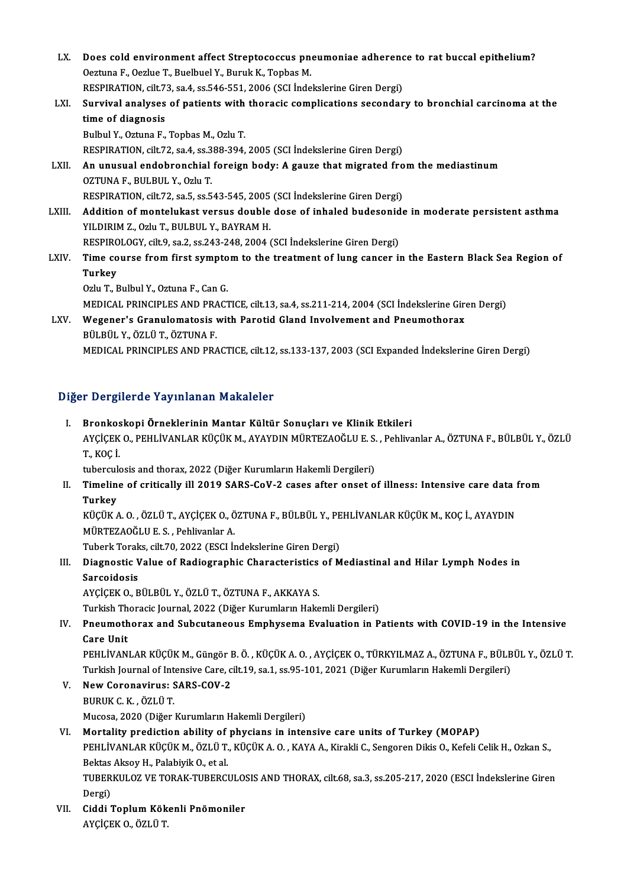LX. **Does cold environment affect Streptococcus pneumoniae adherence to rat buccal epithelium?**
Oeztuna F., Oezlue T., Buelbuel Y., Buruk K., Topbas M.
RESPIRATION, cilt.73, sa.4, ss.546-551, 2006 (SCI İndekslerine Giren Dergi)

LXI. **Survival analyses of patients with thoracic complications secondary to bronchial carcinoma at the time of diagnosis**
Bulbul Y., Oztuna F., Topbas M., Ozlu T.
RESPIRATION, cilt.72, sa.4, ss.388-394, 2005 (SCI İndekslerine Giren Dergi)

LXII. **An unusual endobronchial foreign body: A gauze that migrated from the mediastinum**
OZTUNA F., BULBUL Y., Ozlu T.
RESPIRATION, cilt.72, sa.5, ss.543-545, 2005 (SCI İndekslerine Giren Dergi)

LXIII. **Addition of montelukast versus double dose of inhaled budesonide in moderate persistent asthma**
YILDIRIM Z., Ozlu T., BULBUL Y., BAYRAM H.
RESPIROLOGY, cilt.9, sa.2, ss.243-248, 2004 (SCI İndekslerine Giren Dergi)

LXIV. **Time course from first symptom to the treatment of lung cancer in the Eastern Black Sea Region of Turkey**
Ozlu T., Bulbul Y., Oztuna F., Can G.
MEDICAL PRINCIPLES AND PRACTICE, cilt.13, sa.4, ss.211-214, 2004 (SCI İndekslerine Giren Dergi)

LXV. **Wegener's Granulomatosis with Parotid Gland Involvement and Pneumothorax**
BÜLBÜL Y., ÖZLÜ T., ÖZTUNA F.
MEDICAL PRINCIPLES AND PRACTICE, cilt.12, ss.133-137, 2003 (SCI Expanded İndekslerine Giren Dergi)

## Diğer Dergilerde Yayınlanan Makaleler

I. **Bronkoskopi Örneklerinin Mantar Kültür Sonuçları ve Klinik Etkileri**
AYÇİÇEK O., PEHLİVANLAR KÜÇÜK M., AYAYDIN MÜRTEZAOĞLU E. S. , Pehlivanlar A., ÖZTUNA F., BÜLBÜL Y., ÖZLÜ T., KOÇ İ.
tuberculosis and thorax, 2022 (Diğer Kurumların Hakemli Dergileri)

II. **Timeline of critically ill 2019 SARS-CoV-2 cases after onset of illness: Intensive care data from Turkey**
KÜÇÜK A. O. , ÖZLÜ T., AYÇİÇEK O., ÖZTUNA F., BÜLBÜL Y., PEHLİVANLAR KÜÇÜK M., KOÇ İ., AYAYDIN MÜRTEZAOĞLU E. S. , Pehlivanlar A.
Tuberk Toraks, cilt.70, 2022 (ESCI İndekslerine Giren Dergi)

III. **Diagnostic Value of Radiographic Characteristics of Mediastinal and Hilar Lymph Nodes in Sarcoidosis**
AYÇİÇEK O., BÜLBÜL Y., ÖZLÜ T., ÖZTUNA F., AKKAYA S.
Turkish Thoracic Journal, 2022 (Diğer Kurumların Hakemli Dergileri)

IV. **Pneumothorax and Subcutaneous Emphysema Evaluation in Patients with COVID-19 in the Intensive Care Unit**
PEHLİVANLAR KÜÇÜK M., Güngör B. Ö. , KÜÇÜK A. O. , AYÇİÇEK O., TÜRKYILMAZ A., ÖZTUNA F., BÜLBÜL Y., ÖZLÜ T.
Turkish Journal of Intensive Care, cilt.19, sa.1, ss.95-101, 2021 (Diğer Kurumların Hakemli Dergileri)

V. **New Coronavirus: SARS-COV-2**
BURUK C. K. , ÖZLÜ T.
Mucosa, 2020 (Diğer Kurumların Hakemli Dergileri)

VI. **Mortality prediction ability of phycians in intensive care units of Turkey (MOPAP)**
PEHLİVANLAR KÜÇÜK M., ÖZLÜ T., KÜÇÜK A. O. , KAYA A., Kirakli C., Sengoren Dikis O., Kefeli Celik H., Ozkan S., Bektas Aksoy H., Palabiyik O., et al.
TUBERKULOZ VE TORAK-TUBERCULOSIS AND THORAX, cilt.68, sa.3, ss.205-217, 2020 (ESCI İndekslerine Giren Dergi)

VII. **Ciddi Toplum Kökenli Pnömoniler**
AYÇİÇEK O., ÖZLÜ T.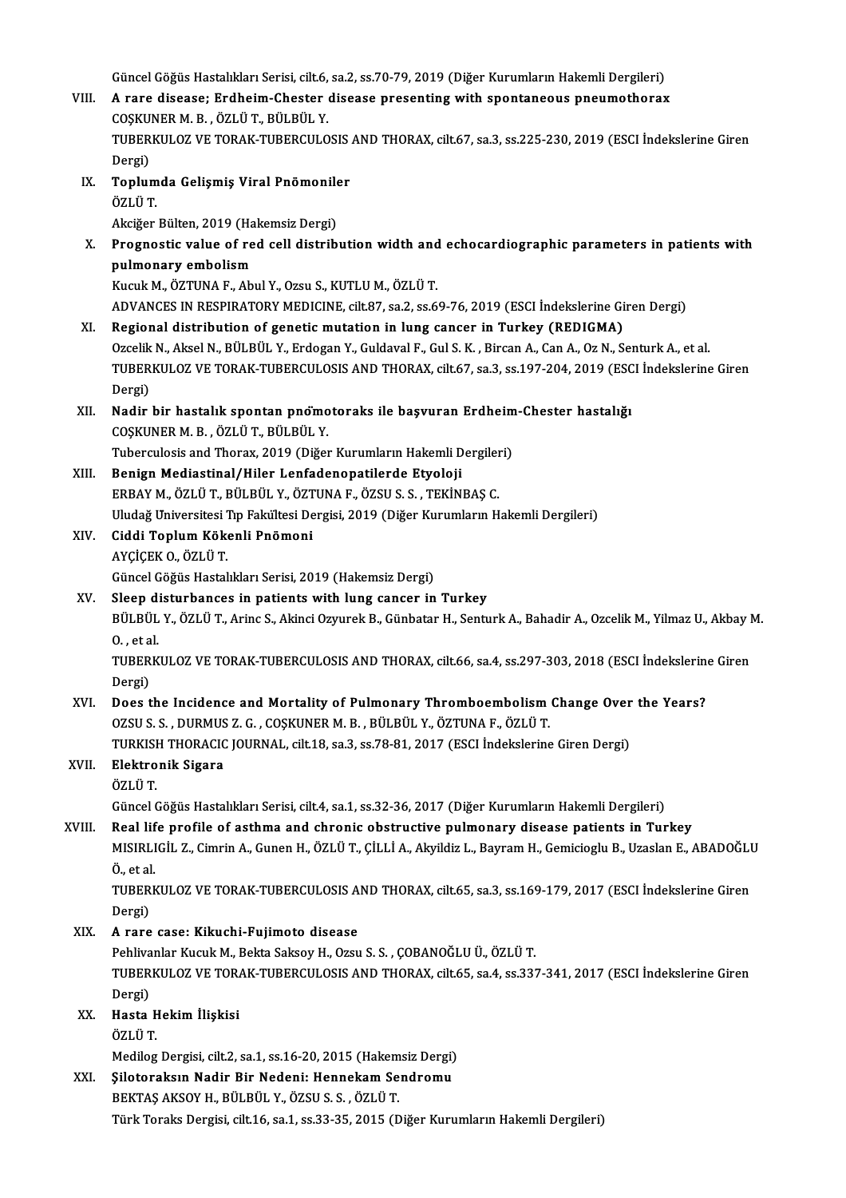Güncel Göğüs Hastalıkları Serisi, cilt.6, sa.2, ss.70-79, 2019 (Diğer Kurumların Hakemli Dergileri)

VIII. **A rare disease; Erdheim-Chester disease presenting with spontaneous pneumothorax**
COŞKUNER M. B. , ÖZLÜ T., BÜLBÜL Y.
TUBERKULOZ VE TORAK-TUBERCULOSIS AND THORAX, cilt.67, sa.3, ss.225-230, 2019 (ESCI İndekslerine Giren Dergi)

IX. **Toplumda Gelişmiş Viral Pnömoniler**
ÖZLÜ T.
Akciğer Bülten, 2019 (Hakemsiz Dergi)

X. **Prognostic value of red cell distribution width and echocardiographic parameters in patients with pulmonary embolism**
Kucuk M., ÖZTUNA F., Abul Y., Ozsu S., KUTLU M., ÖZLÜ T.
ADVANCES IN RESPIRATORY MEDICINE, cilt.87, sa.2, ss.69-76, 2019 (ESCI İndekslerine Giren Dergi)

XI. **Regional distribution of genetic mutation in lung cancer in Turkey (REDIGMA)**
Ozcelik N., Aksel N., BÜLBÜL Y., Erdogan Y., Guldaval F., Gul S. K. , Bircan A., Can A., Oz N., Senturk A., et al.
TUBERKULOZ VE TORAK-TUBERCULOSIS AND THORAX, cilt.67, sa.3, ss.197-204, 2019 (ESCI İndekslerine Giren Dergi)

XII. **Nadir bir hastalık spontan pnömotoraks ile başvuran Erdheim-Chester hastalığı**
COŞKUNER M. B. , ÖZLÜ T., BÜLBÜL Y.
Tuberculosis and Thorax, 2019 (Diğer Kurumların Hakemli Dergileri)

XIII. **Benign Mediastinal/Hiler Lenfadenopatilerde Etyoloji**
ERBAY M., ÖZLÜ T., BÜLBÜL Y., ÖZTUNA F., ÖZSU S. S. , TEKİNBAŞ C.
Uludağ Üniversitesi Tıp Fakültesi Dergisi, 2019 (Diğer Kurumların Hakemli Dergileri)

XIV. **Ciddi Toplum Kökenli Pnömoni**
AYÇİÇEK O., ÖZLÜ T.
Güncel Göğüs Hastalıkları Serisi, 2019 (Hakemsiz Dergi)

XV. **Sleep disturbances in patients with lung cancer in Turkey**
BÜLBÜL Y., ÖZLÜ T., Arinc S., Akinci Ozyurek B., Günbatar H., Senturk A., Bahadir A., Ozcelik M., Yilmaz U., Akbay M. O. , et al.
TUBERKULOZ VE TORAK-TUBERCULOSIS AND THORAX, cilt.66, sa.4, ss.297-303, 2018 (ESCI İndekslerine Giren Dergi)

XVI. **Does the Incidence and Mortality of Pulmonary Thromboembolism Change Over the Years?**
OZSU S. S. , DURMUS Z. G. , COŞKUNER M. B. , BÜLBÜL Y., ÖZTUNA F., ÖZLÜ T.
TURKISH THORACIC JOURNAL, cilt.18, sa.3, ss.78-81, 2017 (ESCI İndekslerine Giren Dergi)

XVII. **Elektronik Sigara**
ÖZLÜ T.
Güncel Göğüs Hastalıkları Serisi, cilt.4, sa.1, ss.32-36, 2017 (Diğer Kurumların Hakemli Dergileri)

XVIII. **Real life profile of asthma and chronic obstructive pulmonary disease patients in Turkey**
MISIRLIGİL Z., Cimrin A., Gunen H., ÖZLÜ T., ÇİLLİ A., Akyildiz L., Bayram H., Gemicioglu B., Uzaslan E., ABADOĞLU Ö., et al.
TUBERKULOZ VE TORAK-TUBERCULOSIS AND THORAX, cilt.65, sa.3, ss.169-179, 2017 (ESCI İndekslerine Giren Dergi)

XIX. **A rare case: Kikuchi-Fujimoto disease**
Pehlivanlar Kucuk M., Bekta Saksoy H., Ozsu S. S. , ÇOBANOĞLU Ü., ÖZLÜ T.
TUBERKULOZ VE TORAK-TUBERCULOSIS AND THORAX, cilt.65, sa.4, ss.337-341, 2017 (ESCI İndekslerine Giren Dergi)

XX. **Hasta Hekim İlişkisi**
ÖZLÜ T.
Medilog Dergisi, cilt.2, sa.1, ss.16-20, 2015 (Hakemsiz Dergi)

XXI. **Şilotoraksın Nadir Bir Nedeni: Hennekam Sendromu**
BEKTAŞ AKSOY H., BÜLBÜL Y., ÖZSU S. S. , ÖZLÜ T.
Türk Toraks Dergisi, cilt.16, sa.1, ss.33-35, 2015 (Diğer Kurumların Hakemli Dergileri)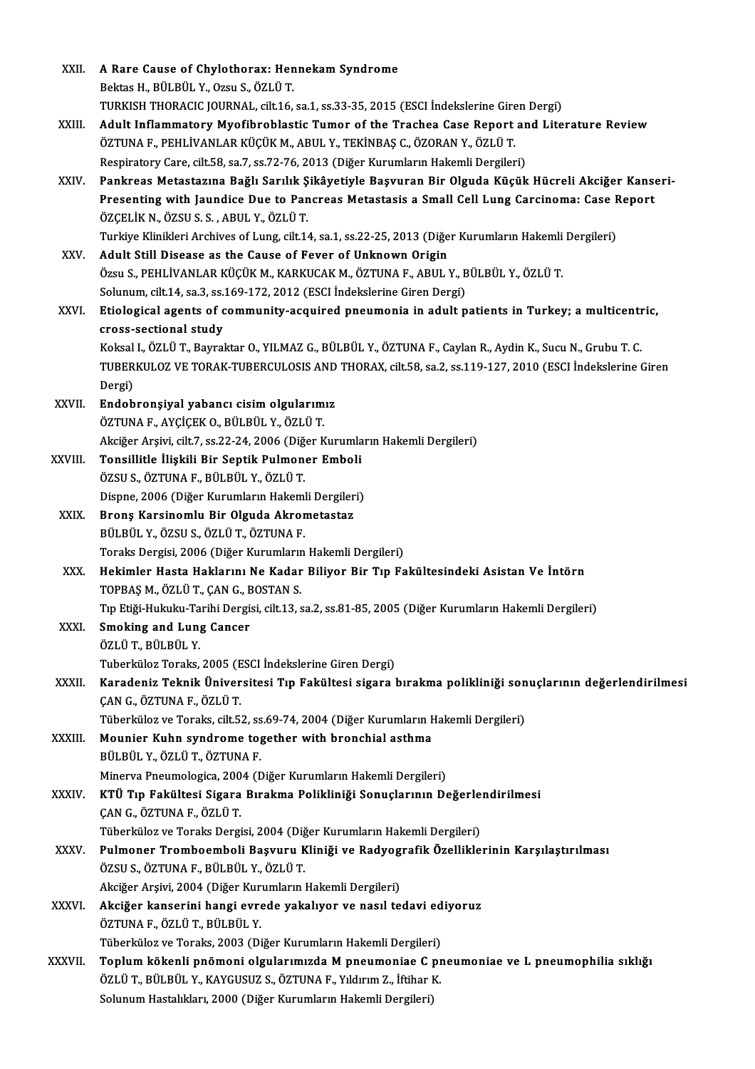XXII. **A Rare Cause of Chylothorax: Hennekam Syndrome**
Bektas H., BÜLBÜL Y., Ozsu S., ÖZLÜ T.
TURKISH THORACIC JOURNAL, cilt.16, sa.1, ss.33-35, 2015 (ESCI İndekslerine Giren Dergi)

XXIII. **Adult Inflammatory Myofibroblastic Tumor of the Trachea Case Report and Literature Review**
ÖZTUNA F., PEHLİVANLAR KÜÇÜK M., ABUL Y., TEKİNBAŞ C., ÖZORAN Y., ÖZLÜ T.
Respiratory Care, cilt.58, sa.7, ss.72-76, 2013 (Diğer Kurumların Hakemli Dergileri)

XXIV. **Pankreas Metastazına Bağlı Sarılık Şikâyetiyle Başvuran Bir Olguda Küçük Hücreli Akciğer Kanseri-Presenting with Jaundice Due to Pancreas Metastasis a Small Cell Lung Carcinoma: Case Report**
ÖZÇELİK N., ÖZSU S. S. , ABUL Y., ÖZLÜ T.
Turkiye Klinikleri Archives of Lung, cilt.14, sa.1, ss.22-25, 2013 (Diğer Kurumların Hakemli Dergileri)

XXV. **Adult Still Disease as the Cause of Fever of Unknown Origin**
Özsu S., PEHLİVANLAR KÜÇÜK M., KARKUCAK M., ÖZTUNA F., ABUL Y., BÜLBÜL Y., ÖZLÜ T.
Solunum, cilt.14, sa.3, ss.169-172, 2012 (ESCI İndekslerine Giren Dergi)

XXVI. **Etiological agents of community-acquired pneumonia in adult patients in Turkey; a multicentric, cross-sectional study**
Koksal I., ÖZLÜ T., Bayraktar O., YILMAZ G., BÜLBÜL Y., ÖZTUNA F., Caylan R., Aydin K., Sucu N., Grubu T. C.
TUBERKULOZ VE TORAK-TUBERCULOSIS AND THORAX, cilt.58, sa.2, ss.119-127, 2010 (ESCI İndekslerine Giren Dergi)

XXVII. **Endobronşiyal yabancı cisim olgularımız**
ÖZTUNA F., AYÇİÇEK O., BÜLBÜL Y., ÖZLÜ T.
Akciğer Arşivi, cilt.7, ss.22-24, 2006 (Diğer Kurumların Hakemli Dergileri)

XXVIII. **Tonsillitle İlişkili Bir Septik Pulmoner Emboli**
ÖZSU S., ÖZTUNA F., BÜLBÜL Y., ÖZLÜ T.
Dispne, 2006 (Diğer Kurumların Hakemli Dergileri)

XXIX. **Bronş Karsinomlu Bir Olguda Akrometastaz**
BÜLBÜL Y., ÖZSU S., ÖZLÜ T., ÖZTUNA F.
Toraks Dergisi, 2006 (Diğer Kurumların Hakemli Dergileri)

XXX. **Hekimler Hasta Haklarını Ne Kadar Biliyor Bir Tıp Fakültesindeki Asistan Ve İntörn**
TOPBAŞ M., ÖZLÜ T., ÇAN G., BOSTAN S.
Tıp Etiği-Hukuku-Tarihi Dergisi, cilt.13, sa.2, ss.81-85, 2005 (Diğer Kurumların Hakemli Dergileri)

XXXI. **Smoking and Lung Cancer**
ÖZLÜ T., BÜLBÜL Y.
Tuberküloz Toraks, 2005 (ESCI İndekslerine Giren Dergi)

XXXII. **Karadeniz Teknik Üniversitesi Tıp Fakültesi sigara bırakma polikliniği sonuçlarının değerlendirilmesi**
ÇAN G., ÖZTUNA F., ÖZLÜ T.
Tüberküloz ve Toraks, cilt.52, ss.69-74, 2004 (Diğer Kurumların Hakemli Dergileri)

XXXIII. **Mounier Kuhn syndrome together with bronchial asthma**
BÜLBÜL Y., ÖZLÜ T., ÖZTUNA F.
Minerva Pneumologica, 2004 (Diğer Kurumların Hakemli Dergileri)

XXXIV. **KTÜ Tıp Fakültesi Sigara Bırakma Polikliniği Sonuçlarının Değerlendirilmesi**
ÇAN G., ÖZTUNA F., ÖZLÜ T.
Tüberküloz ve Toraks Dergisi, 2004 (Diğer Kurumların Hakemli Dergileri)

XXXV. **Pulmoner Tromboemboli Başvuru Kliniği ve Radyografik Özelliklerinin Karşılaştırılması**
ÖZSU S., ÖZTUNA F., BÜLBÜL Y., ÖZLÜ T.
Akciğer Arşivi, 2004 (Diğer Kurumların Hakemli Dergileri)

XXXVI. **Akciğer kanserini hangi evrede yakalıyor ve nasıl tedavi ediyoruz**
ÖZTUNA F., ÖZLÜ T., BÜLBÜL Y.
Tüberküloz ve Toraks, 2003 (Diğer Kurumların Hakemli Dergileri)

XXXVII. **Toplum kökenli pnömoni olgularımızda M pneumoniae C pneumoniae ve L pneumophilia sıklığı**
ÖZLÜ T., BÜLBÜL Y., KAYGUSUZ S., ÖZTUNA F., Yıldırım Z., İftihar K.
Solunum Hastalıkları, 2000 (Diğer Kurumların Hakemli Dergileri)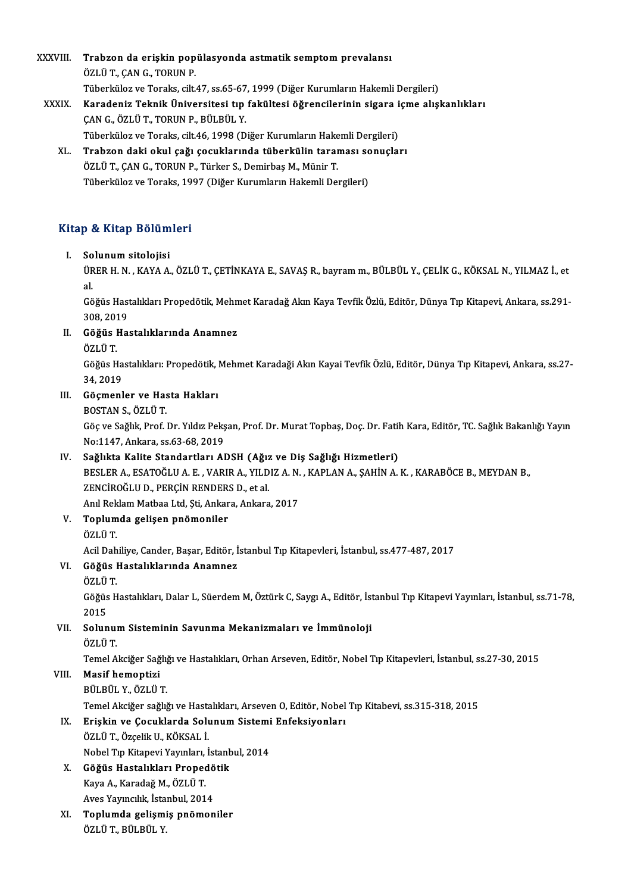XXXVIII. **Trabzon da erişkin popülasyonda astmatik semptom prevalansı**
ÖZLÜ T., ÇAN G., TORUN P.
Tüberküloz ve Toraks, cilt.47, ss.65-67, 1999 (Diğer Kurumların Hakemli Dergileri)

XXXIX. **Karadeniz Teknik Üniversitesi tıp fakültesi öğrencilerinin sigara içme alışkanlıkları**
ÇAN G., ÖZLÜ T., TORUN P., BÜLBÜL Y.
Tüberküloz ve Toraks, cilt.46, 1998 (Diğer Kurumların Hakemli Dergileri)

XL. **Trabzon daki okul çağı çocuklarında tüberkülin taraması sonuçları**
ÖZLÜ T., ÇAN G., TORUN P., Türker S., Demirbaş M., Münir T.
Tüberküloz ve Toraks, 1997 (Diğer Kurumların Hakemli Dergileri)

## Kitap & Kitap Bölümleri

I. **Solunum sitolojisi**
ÜRER H. N. , KAYA A., ÖZLÜ T., ÇETİNKAYA E., SAVAŞ R., bayram m., BÜLBÜL Y., ÇELİK G., KÖKSAL N., YILMAZ İ., et al.
Göğüs Hastalıkları Propedötik, Mehmet Karadağ Akın Kaya Tevfik Özlü, Editör, Dünya Tıp Kitapevi, Ankara, ss.291-308, 2019

II. **Göğüs Hastalıklarında Anamnez**
ÖZLÜ T.
Göğüs Hastalıkları: Propedötik, Mehmet Karadaği Akın Kayai Tevfik Özlü, Editör, Dünya Tıp Kitapevi, Ankara, ss.27-34, 2019

III. **Göçmenler ve Hasta Hakları**
BOSTAN S., ÖZLÜ T.
Göç ve Sağlık, Prof. Dr. Yıldız Pekşan, Prof. Dr. Murat Topbaş, Doç. Dr. Fatih Kara, Editör, TC. Sağlık Bakanlığı Yayın No:1147, Ankara, ss.63-68, 2019

IV. **Sağlıkta Kalite Standartları ADSH (Ağız ve Diş Sağlığı Hizmetleri)**
BESLER A., ESATOĞLU A. E. , VARIR A., YILDIZ A. N. , KAPLAN A., ŞAHİN A. K. , KARABÖCE B., MEYDAN B., ZENCİROĞLU D., PERÇİN RENDERS D., et al.
Anıl Reklam Matbaa Ltd, Şti, Ankara, Ankara, 2017

V. **Toplumda gelişen pnömoniler**
ÖZLÜ T.
Acil Dahiliye, Cander, Başar, Editör, İstanbul Tıp Kitapevleri, İstanbul, ss.477-487, 2017

VI. **Göğüs Hastalıklarında Anamnez**
ÖZLÜ T.
Göğüs Hastalıkları, Dalar L, Süerdem M, Öztürk C, Saygı A., Editör, İstanbul Tıp Kitapevi Yayınları, İstanbul, ss.71-78, 2015

VII. **Solunum Sisteminin Savunma Mekanizmaları ve İmmünoloji**
ÖZLÜ T.
Temel Akciğer Sağlığı ve Hastalıkları, Orhan Arseven, Editör, Nobel Tıp Kitapevleri, İstanbul, ss.27-30, 2015

VIII. **Masif hemoptizi**
BÜLBÜL Y., ÖZLÜ T.
Temel Akciğer sağlığı ve Hastalıkları, Arseven O, Editör, Nobel Tıp Kitabevi, ss.315-318, 2015

IX. **Erişkin ve Çocuklarda Solunum Sistemi Enfeksiyonları**
ÖZLÜ T., Özçelik U., KÖKSAL İ.
Nobel Tıp Kitapevi Yayınları, İstanbul, 2014

X. **Göğüs Hastalıkları Propedötik**
Kaya A., Karadağ M., ÖZLÜ T.
Aves Yayıncılık, İstanbul, 2014

XI. **Toplumda gelişmiş pnömoniler**
ÖZLÜ T., BÜLBÜL Y.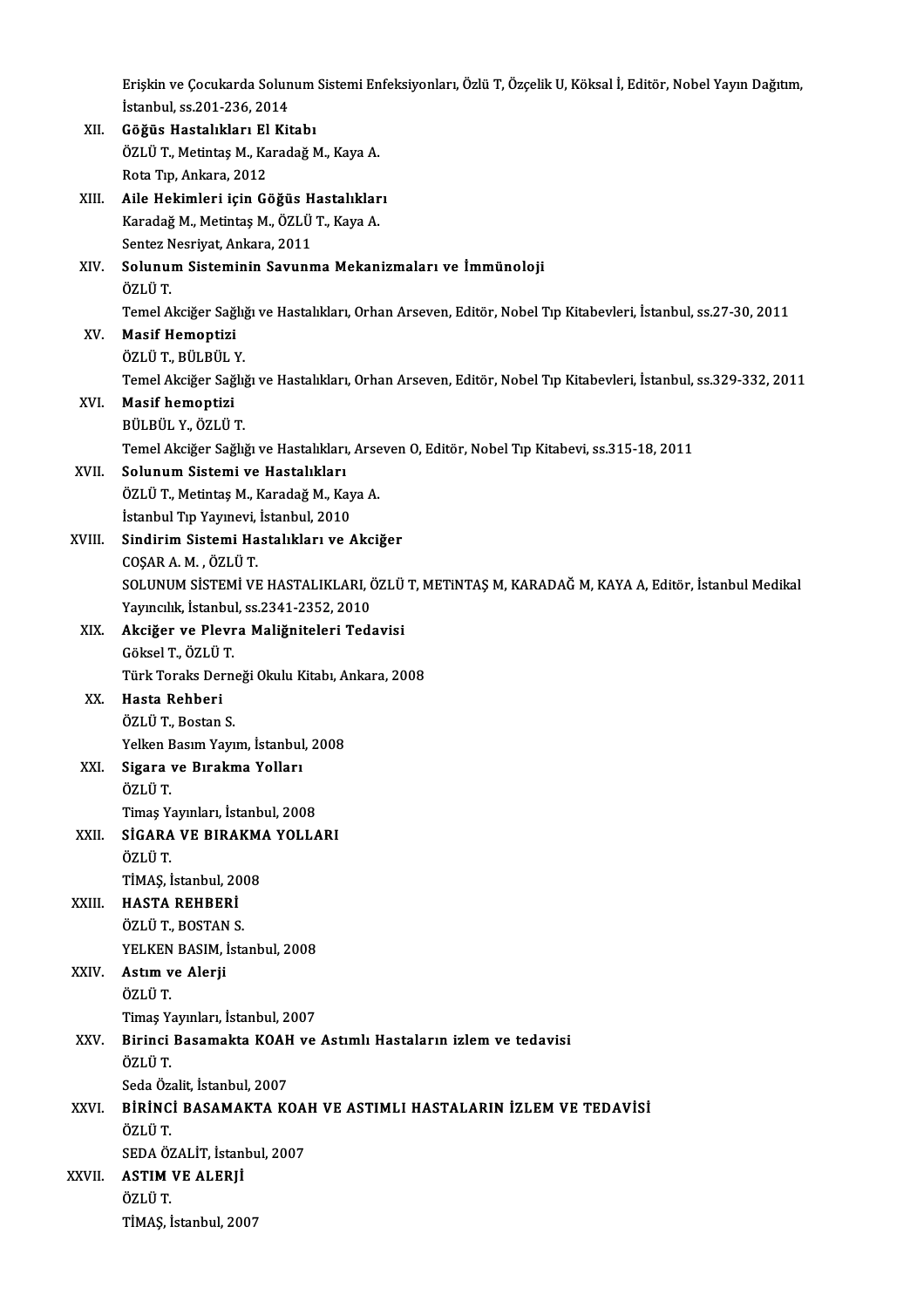Erişkin ve Çocukarda Solunum Sistemi Enfeksiyonları, Özlü T, Özçelik U, Köksal İ, Editör, Nobel Yayın Dağıtım, İstanbul, ss.201-236, 2014

XII. **Göğüs Hastalıkları El Kitabı**
ÖZLÜ T., Metintaş M., Karadağ M., Kaya A.
Rota Tıp, Ankara, 2012

XIII. **Aile Hekimleri için Göğüs Hastalıkları**
Karadağ M., Metintaş M., ÖZLÜ T., Kaya A.
Sentez Nesriyat, Ankara, 2011

XIV. **Solunum Sisteminin Savunma Mekanizmaları ve İmmünoloji**
ÖZLÜ T.
Temel Akciğer Sağlığı ve Hastalıkları, Orhan Arseven, Editör, Nobel Tıp Kitabevleri, İstanbul, ss.27-30, 2011

XV. **Masif Hemoptizi**
ÖZLÜ T., BÜLBÜL Y.
Temel Akciğer Sağlığı ve Hastalıkları, Orhan Arseven, Editör, Nobel Tıp Kitabevleri, İstanbul, ss.329-332, 2011

XVI. **Masif hemoptizi**
BÜLBÜL Y., ÖZLÜ T.
Temel Akciğer Sağlığı ve Hastalıkları, Arseven O, Editör, Nobel Tıp Kitabevi, ss.315-18, 2011

XVII. **Solunum Sistemi ve Hastalıkları**
ÖZLÜ T., Metintaş M., Karadağ M., Kaya A.
İstanbul Tıp Yayınevi, İstanbul, 2010

XVIII. **Sindirim Sistemi Hastalıkları ve Akciğer**
COŞAR A. M. , ÖZLÜ T.
SOLUNUM SİSTEMİ VE HASTALIKLARI, ÖZLÜ T, METiNTAŞ M, KARADAĞ M, KAYA A, Editör, İstanbul Medikal Yayıncılık, İstanbul, ss.2341-2352, 2010

XIX. **Akciğer ve Plevra Maliğniteleri Tedavisi**
Göksel T., ÖZLÜ T.
Türk Toraks Derneği Okulu Kitabı, Ankara, 2008

XX. **Hasta Rehberi**
ÖZLÜ T., Bostan S.
Yelken Basım Yayım, İstanbul, 2008

XXI. **Sigara ve Bırakma Yolları**
ÖZLÜ T.
Timaş Yayınları, İstanbul, 2008

XXII. **SİGARA VE BIRAKMA YOLLARI**
ÖZLÜ T.
TİMAŞ, İstanbul, 2008

XXIII. **HASTA REHBERİ**
ÖZLÜ T., BOSTAN S.
YELKEN BASIM, İstanbul, 2008

XXIV. **Astım ve Alerji**
ÖZLÜ T.
Timaş Yayınları, İstanbul, 2007

XXV. **Birinci Basamakta KOAH ve Astımlı Hastaların izlem ve tedavisi**
ÖZLÜ T.
Seda Özalit, İstanbul, 2007

XXVI. **BİRİNCİ BASAMAKTA KOAH VE ASTIMLI HASTALARIN İZLEM VE TEDAVİSİ**
ÖZLÜ T.
SEDA ÖZALİT, İstanbul, 2007

XXVII. **ASTIM VE ALERJİ**
ÖZLÜ T.
TİMAŞ, İstanbul, 2007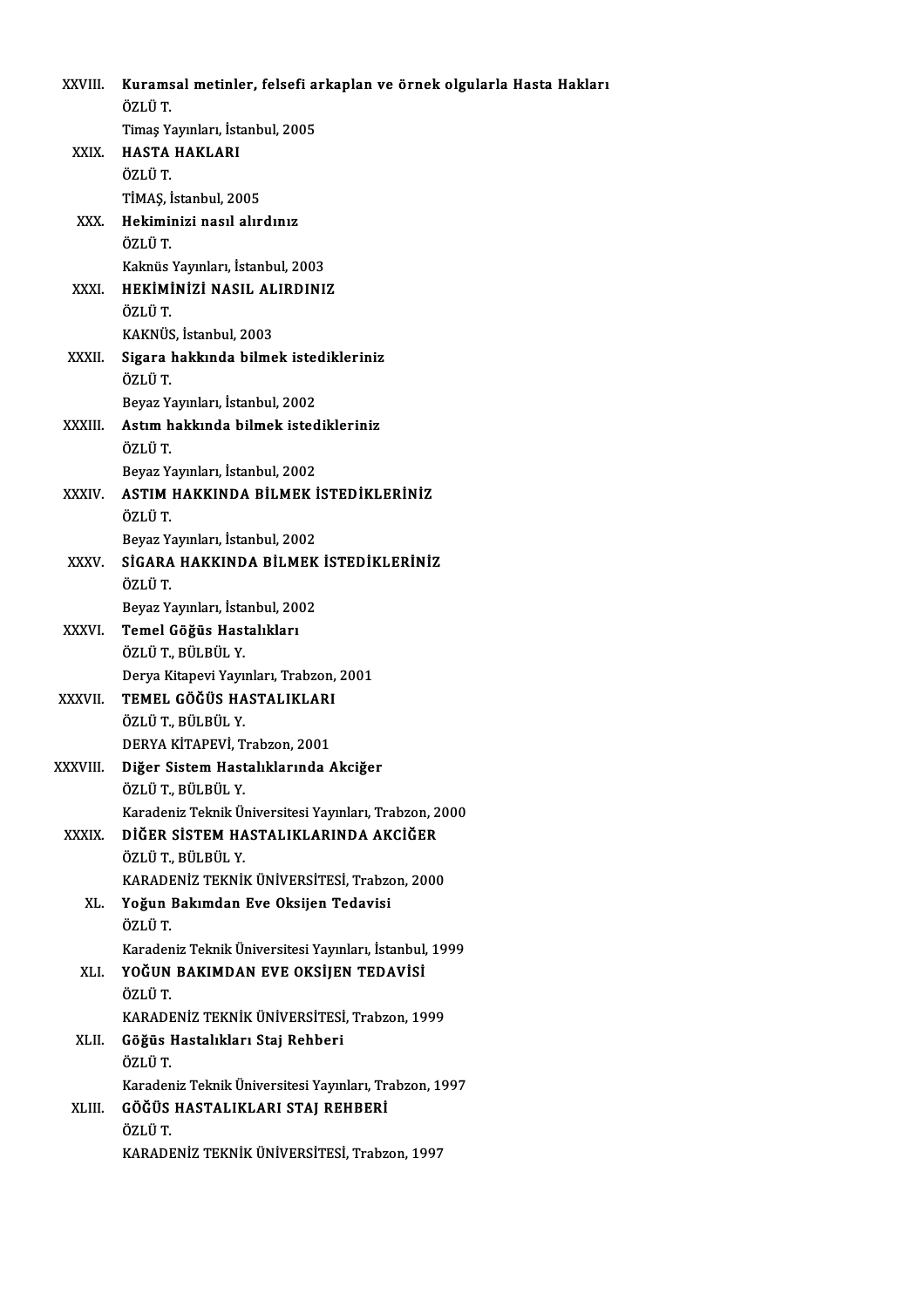XXVIII. **Kuramsal metinler, felsefi arkaplan ve örnek olgularla Hasta Hakları**
ÖZLÜ T.
Timaş Yayınları, İstanbul, 2005

XXIX. **HASTA HAKLARI**
ÖZLÜ T.
TİMAŞ, İstanbul, 2005

XXX. **Hekiminizi nasıl alırdınız**
ÖZLÜ T.
Kaknüs Yayınları, İstanbul, 2003

XXXI. **HEKİMİNİZİ NASIL ALIRDINIZ**
ÖZLÜ T.
KAKNÜS, İstanbul, 2003

XXXII. **Sigara hakkında bilmek istedikleriniz**
ÖZLÜ T.
Beyaz Yayınları, İstanbul, 2002

XXXIII. **Astım hakkında bilmek istedikleriniz**
ÖZLÜ T.
Beyaz Yayınları, İstanbul, 2002

XXXIV. **ASTIM HAKKINDA BİLMEK İSTEDİKLERİNİZ**
ÖZLÜ T.
Beyaz Yayınları, İstanbul, 2002

XXXV. **SİGARA HAKKINDA BİLMEK İSTEDİKLERİNİZ**
ÖZLÜ T.
Beyaz Yayınları, İstanbul, 2002

XXXVI. **Temel Göğüs Hastalıkları**
ÖZLÜ T., BÜLBÜL Y.
Derya Kitapevi Yayınları, Trabzon, 2001

XXXVII. **TEMEL GÖĞÜS HASTALIKLARI**
ÖZLÜ T., BÜLBÜL Y.
DERYA KİTAPEVİ, Trabzon, 2001

XXXVIII. **Diğer Sistem Hastalıklarında Akciğer**
ÖZLÜ T., BÜLBÜL Y.
Karadeniz Teknik Üniversitesi Yayınları, Trabzon, 2000

XXXIX. **DİĞER SİSTEM HASTALIKLARINDA AKCİĞER**
ÖZLÜ T., BÜLBÜL Y.
KARADENİZ TEKNİK ÜNİVERSİTESİ, Trabzon, 2000

XL. **Yoğun Bakımdan Eve Oksijen Tedavisi**
ÖZLÜ T.
Karadeniz Teknik Üniversitesi Yayınları, İstanbul, 1999

XLI. **YOĞUN BAKIMDAN EVE OKSİJEN TEDAVİSİ**
ÖZLÜ T.
KARADENİZ TEKNİK ÜNİVERSİTESİ, Trabzon, 1999

XLII. **Göğüs Hastalıkları Staj Rehberi**
ÖZLÜ T.
Karadeniz Teknik Üniversitesi Yayınları, Trabzon, 1997

XLIII. **GÖĞÜS HASTALIKLARI STAJ REHBERİ**
ÖZLÜ T.
KARADENİZ TEKNİK ÜNİVERSİTESİ, Trabzon, 1997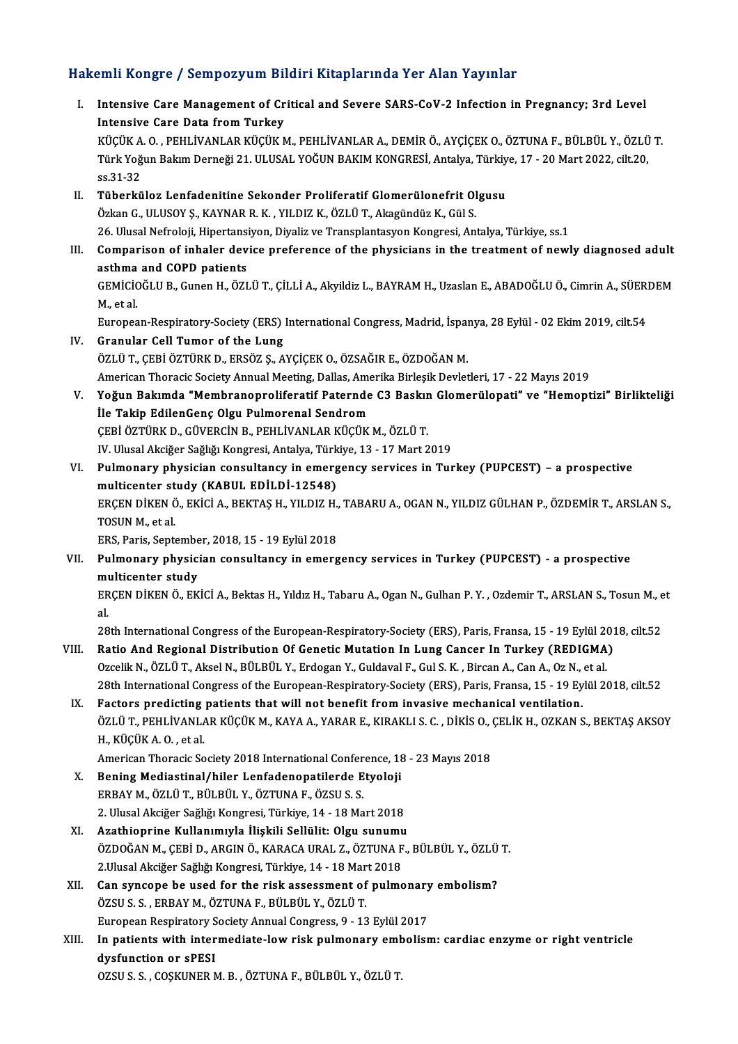## Hakemli Kongre / Sempozyum Bildiri Kitaplarında Yer Alan Yayınlar

I. **Intensive Care Management of Critical and Severe SARS-CoV-2 Infection in Pregnancy; 3rd Level Intensive Care Data from Turkey**
KÜÇÜK A. O. , PEHLİVANLAR KÜÇÜK M., PEHLİVANLAR A., DEMİR Ö., AYÇİÇEK O., ÖZTUNA F., BÜLBÜL Y., ÖZLÜ T.
Türk Yoğun Bakım Derneği 21. ULUSAL YOĞUN BAKIM KONGRESİ, Antalya, Türkiye, 17 - 20 Mart 2022, cilt.20, ss.31-32

II. **Tüberküloz Lenfadenitine Sekonder Proliferatif Glomerülonefrit Olgusu**
Özkan G., ULUSOY Ş., KAYNAR R. K. , YILDIZ K., ÖZLÜ T., Akagündüz K., Gül S.
26. Ulusal Nefroloji, Hipertansiyon, Diyaliz ve Transplantasyon Kongresi, Antalya, Türkiye, ss.1

III. **Comparison of inhaler device preference of the physicians in the treatment of newly diagnosed adult asthma and COPD patients**
GEMİCİOĞLU B., Gunen H., ÖZLÜ T., ÇİLLİ A., Akyildiz L., BAYRAM H., Uzaslan E., ABADOĞLU Ö., Cimrin A., SÜERDEM M., et al.
European-Respiratory-Society (ERS) International Congress, Madrid, İspanya, 28 Eylül - 02 Ekim 2019, cilt.54

IV. **Granular Cell Tumor of the Lung**
ÖZLÜ T., ÇEBİ ÖZTÜRK D., ERSÖZ Ş., AYÇİÇEK O., ÖZSAĞIR E., ÖZDOĞAN M.
American Thoracic Society Annual Meeting, Dallas, Amerika Birleşik Devletleri, 17 - 22 Mayıs 2019

V. **Yoğun Bakımda "Membranoproliferatif Paternde C3 Baskın Glomerülopati" ve "Hemoptizi" Birlikteliği İle Takip EdilenGenç Olgu Pulmorenal Sendrom**
ÇEBİ ÖZTÜRK D., GÜVERCİN B., PEHLİVANLAR KÜÇÜK M., ÖZLÜ T.
IV. Ulusal Akciğer Sağlığı Kongresi, Antalya, Türkiye, 13 - 17 Mart 2019

VI. **Pulmonary physician consultancy in emergency services in Turkey (PUPCEST) – a prospective multicenter study (KABUL EDİLDİ-12548)**
ERÇEN DİKEN Ö., EKİCİ A., BEKTAŞ H., YILDIZ H., TABARU A., OGAN N., YILDIZ GÜLHAN P., ÖZDEMİR T., ARSLAN S., TOSUN M., et al.
ERS, Paris, September, 2018, 15 - 19 Eylül 2018

VII. **Pulmonary physician consultancy in emergency services in Turkey (PUPCEST) - a prospective multicenter study**
ERÇEN DİKEN Ö., EKİCİ A., Bektas H., Yıldız H., Tabaru A., Ogan N., Gulhan P. Y. , Ozdemir T., ARSLAN S., Tosun M., et al.
28th International Congress of the European-Respiratory-Society (ERS), Paris, Fransa, 15 - 19 Eylül 2018, cilt.52

VIII. **Ratio And Regional Distribution Of Genetic Mutation In Lung Cancer In Turkey (REDIGMA)**
Ozcelik N., ÖZLÜ T., Aksel N., BÜLBÜL Y., Erdogan Y., Guldaval F., Gul S. K. , Bircan A., Can A., Oz N., et al.
28th International Congress of the European-Respiratory-Society (ERS), Paris, Fransa, 15 - 19 Eylül 2018, cilt.52

IX. **Factors predicting patients that will not benefit from invasive mechanical ventilation.**
ÖZLÜ T., PEHLİVANLAR KÜÇÜK M., KAYA A., YARAR E., KIRAKLI S. C. , DİKİS O., ÇELİK H., OZKAN S., BEKTAŞ AKSOY H., KÜÇÜK A. O. , et al.
American Thoracic Society 2018 International Conference, 18 - 23 Mayıs 2018

X. **Bening Mediastinal/hiler Lenfadenopatilerde Etyoloji**
ERBAY M., ÖZLÜ T., BÜLBÜL Y., ÖZTUNA F., ÖZSU S. S.
2. Ulusal Akciğer Sağlığı Kongresi, Türkiye, 14 - 18 Mart 2018

XI. **Azathioprine Kullanımıyla İlişkili Sellülit: Olgu sunumu**
ÖZDOĞAN M., ÇEBİ D., ARGIN Ö., KARACA URAL Z., ÖZTUNA F., BÜLBÜL Y., ÖZLÜ T.
2.Ulusal Akciğer Sağlığı Kongresi, Türkiye, 14 - 18 Mart 2018

XII. **Can syncope be used for the risk assessment of pulmonary embolism?**
ÖZSU S. S. , ERBAY M., ÖZTUNA F., BÜLBÜL Y., ÖZLÜ T.
European Respiratory Society Annual Congress, 9 - 13 Eylül 2017

XIII. **In patients with intermediate-low risk pulmonary embolism: cardiac enzyme or right ventricle dysfunction or sPESI**
OZSU S. S. , COŞKUNER M. B. , ÖZTUNA F., BÜLBÜL Y., ÖZLÜ T.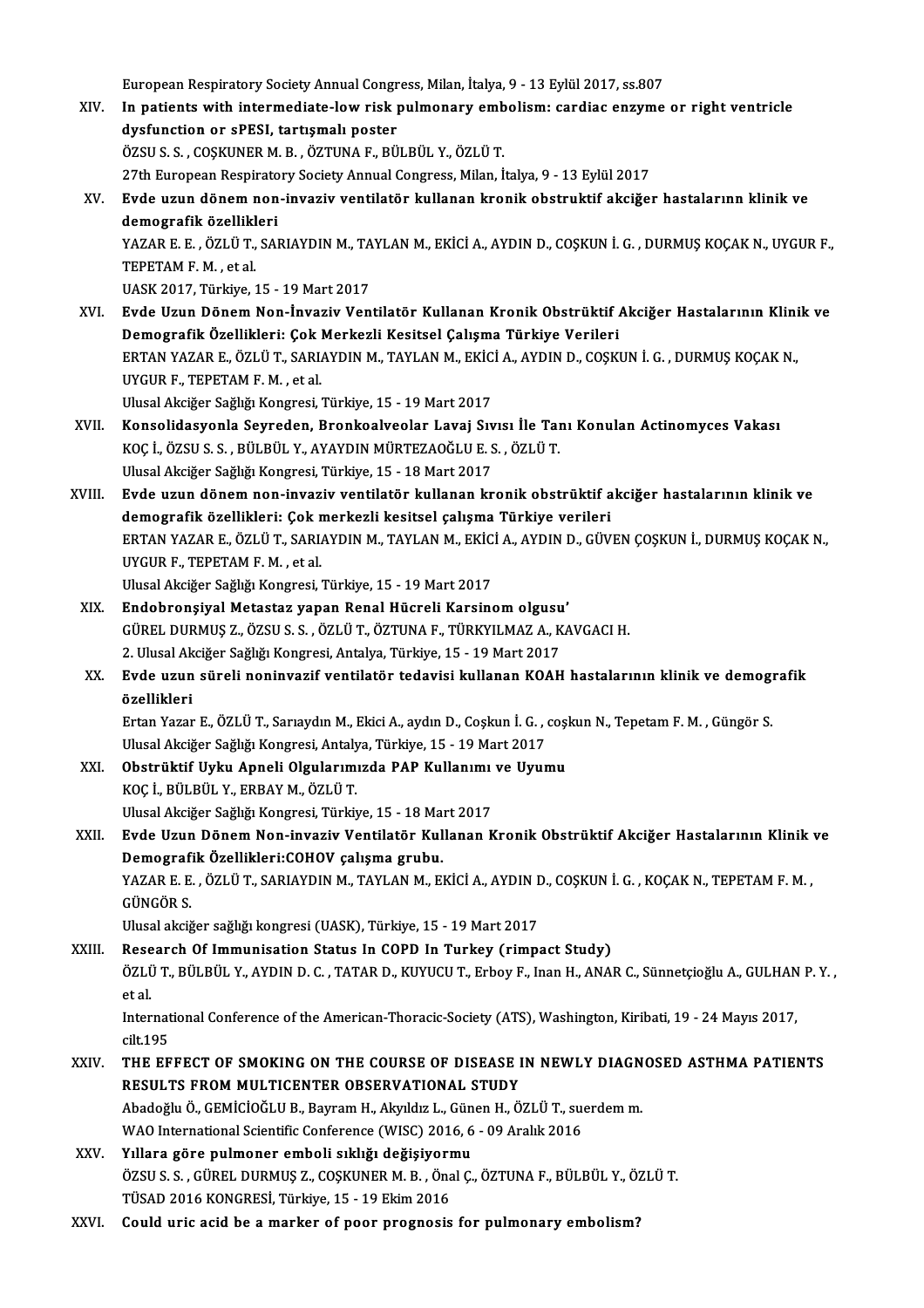European Respiratory Society Annual Congress, Milan, İtalya, 9 - 13 Eylül 2017, ss.807

XIV. **In patients with intermediate-low risk pulmonary embolism: cardiac enzyme or right ventricle dysfunction or sPESI, tartışmalı poster**
ÖZSU S. S. , COŞKUNER M. B. , ÖZTUNA F., BÜLBÜL Y., ÖZLÜ T.
27th European Respiratory Society Annual Congress, Milan, İtalya, 9 - 13 Eylül 2017

XV. **Evde uzun dönem non-invaziv ventilatör kullanan kronik obstruktif akciğer hastalarının klinik ve demografik özellikleri**
YAZAR E. E. , ÖZLÜ T., SARIAYDIN M., TAYLAN M., EKİCİ A., AYDIN D., COŞKUN İ. G. , DURMUŞ KOÇAK N., UYGUR F., TEPETAM F. M. , et al.
UASK 2017, Türkiye, 15 - 19 Mart 2017

XVI. **Evde Uzun Dönem Non-İnvaziv Ventilatör Kullanan Kronik Obstrüktif Akciğer Hastalarının Klinik ve Demografik Özellikleri: Çok Merkezli Kesitsel Çalışma Türkiye Verileri**
ERTAN YAZAR E., ÖZLÜ T., SARIAYDIN M., TAYLAN M., EKİCİ A., AYDIN D., COŞKUN İ. G. , DURMUŞ KOÇAK N., UYGUR F., TEPETAM F. M. , et al.
Ulusal Akciğer Sağlığı Kongresi, Türkiye, 15 - 19 Mart 2017

XVII. **Konsolidasyonla Seyreden, Bronkoalveolar Lavaj Sıvısı İle Tanı Konulan Actinomyces Vakası**
KOÇ İ., ÖZSU S. S. , BÜLBÜL Y., AYAYDIN MÜRTEZAOĞLU E. S. , ÖZLÜ T.
Ulusal Akciğer Sağlığı Kongresi, Türkiye, 15 - 18 Mart 2017

XVIII. **Evde uzun dönem non-invaziv ventilatör kullanan kronik obstrüktif akciğer hastalarının klinik ve demografik özellikleri: Çok merkezli kesitsel çalışma Türkiye verileri**
ERTAN YAZAR E., ÖZLÜ T., SARIAYDIN M., TAYLAN M., EKİCİ A., AYDIN D., GÜVEN ÇOŞKUN İ., DURMUŞ KOÇAK N., UYGUR F., TEPETAM F. M. , et al.
Ulusal Akciğer Sağlığı Kongresi, Türkiye, 15 - 19 Mart 2017

XIX. **Endobronşiyal Metastaz yapan Renal Hücreli Karsinom olgusu'**
GÜREL DURMUŞ Z., ÖZSU S. S. , ÖZLÜ T., ÖZTUNA F., TÜRKYILMAZ A., KAVGACI H.
2. Ulusal Akciğer Sağlığı Kongresi, Antalya, Türkiye, 15 - 19 Mart 2017

XX. **Evde uzun süreli noninvazif ventilatör tedavisi kullanan KOAH hastalarının klinik ve demografik özellikleri**
Ertan Yazar E., ÖZLÜ T., Sarıaydın M., Ekici A., aydın D., Coşkun İ. G. , coşkun N., Tepetam F. M. , Güngör S.
Ulusal Akciğer Sağlığı Kongresi, Antalya, Türkiye, 15 - 19 Mart 2017

XXI. **Obstrüktif Uyku Apneli Olgularımızda PAP Kullanımı ve Uyumu**
KOÇ İ., BÜLBÜL Y., ERBAY M., ÖZLÜ T.
Ulusal Akciğer Sağlığı Kongresi, Türkiye, 15 - 18 Mart 2017

XXII. **Evde Uzun Dönem Non-invaziv Ventilatör Kullanan Kronik Obstrüktif Akciğer Hastalarının Klinik ve Demografik Özellikleri:COHOV çalışma grubu.**
YAZAR E. E. , ÖZLÜ T., SARIAYDIN M., TAYLAN M., EKİCİ A., AYDIN D., COŞKUN İ. G. , KOÇAK N., TEPETAM F. M. , GÜNGÖR S.
Ulusal akciğer sağlığı kongresi (UASK), Türkiye, 15 - 19 Mart 2017

XXIII. **Research Of Immunisation Status In COPD In Turkey (rimpact Study)**
ÖZLÜ T., BÜLBÜL Y., AYDIN D. C. , TATAR D., KUYUCU T., Erboy F., Inan H., ANAR C., Sünnetçioğlu A., GULHAN P. Y. , et al.
International Conference of the American-Thoracic-Society (ATS), Washington, Kiribati, 19 - 24 Mayıs 2017, cilt.195

XXIV. **THE EFFECT OF SMOKING ON THE COURSE OF DISEASE IN NEWLY DIAGNOSED ASTHMA PATIENTS RESULTS FROM MULTICENTER OBSERVATIONAL STUDY**
Abadoğlu Ö., GEMİCİOĞLU B., Bayram H., Akyıldız L., Günen H., ÖZLÜ T., suerdem m.
WAO International Scientific Conference (WISC) 2016, 6 - 09 Aralık 2016

XXV. **Yıllara göre pulmoner emboli sıklığı değişiyormu**
ÖZSU S. S. , GÜREL DURMUŞ Z., COŞKUNER M. B. , Önal Ç., ÖZTUNA F., BÜLBÜL Y., ÖZLÜ T.
TÜSAD 2016 KONGRESİ, Türkiye, 15 - 19 Ekim 2016

XXVI. **Could uric acid be a marker of poor prognosis for pulmonary embolism?**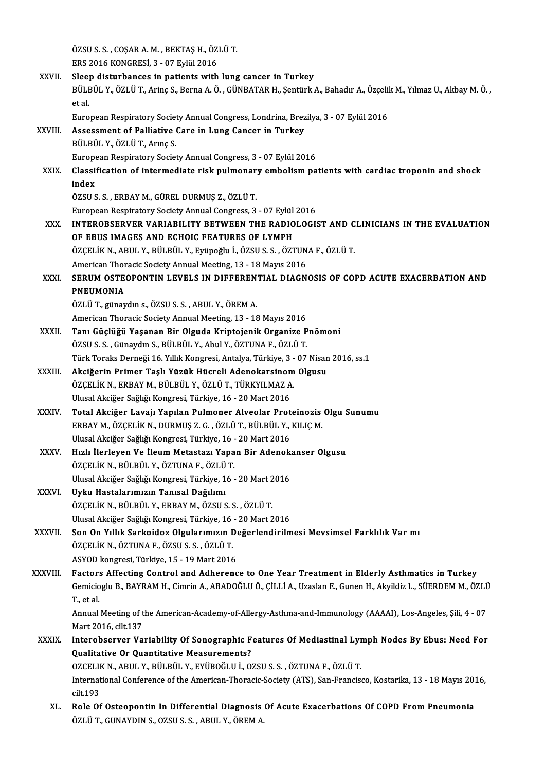ÖZSU S. S. , COŞAR A. M. , BEKTAŞ H., ÖZLÜ T.
ERS 2016 KONGRESİ, 3 - 07 Eylül 2016

XXVII. **Sleep disturbances in patients with lung cancer in Turkey**
BÜLBÜL Y., ÖZLÜ T., Arinç S., Berna A. Ö. , GÜNBATAR H., Şentürk A., Bahadır A., Özçelik M., Yılmaz U., Akbay M. Ö. , et al.
European Respiratory Society Annual Congress, Londrina, Brezilya, 3 - 07 Eylül 2016

XXVIII. **Assessment of Palliative Care in Lung Cancer in Turkey**
BÜLBÜL Y., ÖZLÜ T., Arınç S.
European Respiratory Society Annual Congress, 3 - 07 Eylül 2016

XXIX. **Classification of intermediate risk pulmonary embolism patients with cardiac troponin and shock index**
ÖZSU S. S. , ERBAY M., GÜREL DURMUŞ Z., ÖZLÜ T.
European Respiratory Society Annual Congress, 3 - 07 Eylül 2016

XXX. **INTEROBSERVER VARIABILITY BETWEEN THE RADIOLOGIST AND CLINICIANS IN THE EVALUATION OF EBUS IMAGES AND ECHOIC FEATURES OF LYMPH**
ÖZÇELİK N., ABUL Y., BÜLBÜL Y., Eyüpoğlu İ., ÖZSU S. S. , ÖZTUNA F., ÖZLÜ T.
American Thoracic Society Annual Meeting, 13 - 18 Mayıs 2016

XXXI. **SERUM OSTEOPONTIN LEVELS IN DIFFERENTIAL DIAGNOSIS OF COPD ACUTE EXACERBATION AND PNEUMONIA**
ÖZLÜ T., günaydın s., ÖZSU S. S. , ABUL Y., ÖREM A.
American Thoracic Society Annual Meeting, 13 - 18 Mayıs 2016

XXXII. **Tanı Güçlüğü Yaşanan Bir Olguda Kriptojenik Organize Pnömoni**
ÖZSU S. S. , Günaydın S., BÜLBÜL Y., Abul Y., ÖZTUNA F., ÖZLÜ T.
Türk Toraks Derneği 16. Yıllık Kongresi, Antalya, Türkiye, 3 - 07 Nisan 2016, ss.1

XXXIII. **Akciğerin Primer Taşlı Yüzük Hücreli Adenokarsinom Olgusu**
ÖZÇELİK N., ERBAY M., BÜLBÜL Y., ÖZLÜ T., TÜRKYILMAZ A.
Ulusal Akciğer Sağlığı Kongresi, Türkiye, 16 - 20 Mart 2016

XXXIV. **Total Akciğer Lavajı Yapılan Pulmoner Alveolar Proteinozis Olgu Sunumu**
ERBAY M., ÖZÇELİK N., DURMUŞ Z. G. , ÖZLÜ T., BÜLBÜL Y., KILIÇ M.
Ulusal Akciğer Sağlığı Kongresi, Türkiye, 16 - 20 Mart 2016

XXXV. **Hızlı İlerleyen Ve İleum Metastazı Yapan Bir Adenokanser Olgusu**
ÖZÇELİK N., BÜLBÜL Y., ÖZTUNA F., ÖZLÜ T.
Ulusal Akciğer Sağlığı Kongresi, Türkiye, 16 - 20 Mart 2016

XXXVI. **Uyku Hastalarımızın Tanısal Dağılımı**
ÖZÇELİK N., BÜLBÜL Y., ERBAY M., ÖZSU S. S. , ÖZLÜ T.
Ulusal Akciğer Sağlığı Kongresi, Türkiye, 16 - 20 Mart 2016

XXXVII. **Son On Yıllık Sarkoidoz Olgularımızın Değerlendirilmesi Mevsimsel Farklılık Var mı**
ÖZÇELİK N., ÖZTUNA F., ÖZSU S. S. , ÖZLÜ T.
ASYOD kongresi, Türkiye, 15 - 19 Mart 2016

XXXVIII. **Factors Affecting Control and Adherence to One Year Treatment in Elderly Asthmatics in Turkey**
Gemicioglu B., BAYRAM H., Cimrin A., ABADOĞLU Ö., ÇİLLİ A., Uzaslan E., Gunen H., Akyildiz L., SÜERDEM M., ÖZLÜ T., et al.
Annual Meeting of the American-Academy-of-Allergy-Asthma-and-Immunology (AAAAI), Los-Angeles, Şili, 4 - 07 Mart 2016, cilt.137

XXXIX. **Interobserver Variability Of Sonographic Features Of Mediastinal Lymph Nodes By Ebus: Need For Qualitative Or Quantitative Measurements?**
OZCELIK N., ABUL Y., BÜLBÜL Y., EYÜBOĞLU İ., OZSU S. S. , ÖZTUNA F., ÖZLÜ T.
International Conference of the American-Thoracic-Society (ATS), San-Francisco, Kostarika, 13 - 18 Mayıs 2016, cilt.193

XL. **Role Of Osteopontin In Differential Diagnosis Of Acute Exacerbations Of COPD From Pneumonia**
ÖZLÜ T., GUNAYDIN S., OZSU S. S. , ABUL Y., ÖREM A.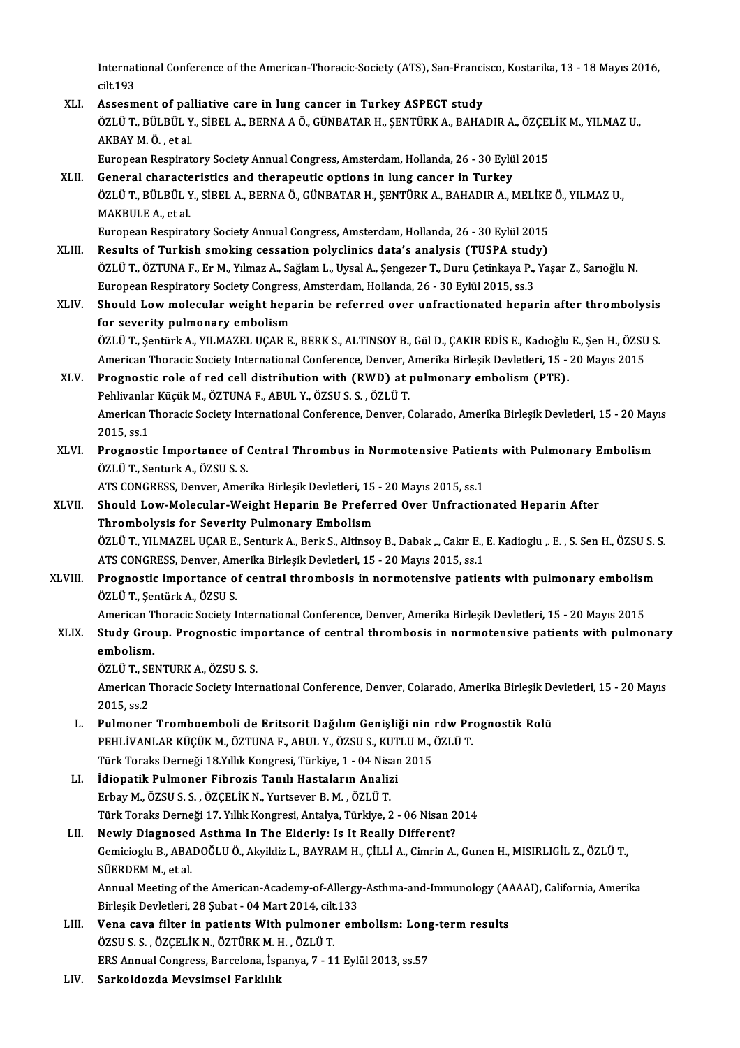International Conference of the American-Thoracic-Society (ATS), San-Francisco, Kostarika, 13 - 18 Mayıs 2016, cilt.193

XLI. **Assesment of palliative care in lung cancer in Turkey ASPECT study**
ÖZLÜ T., BÜLBÜL Y., SİBEL A., BERNA A Ö., GÜNBATAR H., ŞENTÜRK A., BAHADIR A., ÖZÇELİK M., YILMAZ U., AKBAY M. Ö. , et al.
European Respiratory Society Annual Congress, Amsterdam, Hollanda, 26 - 30 Eylül 2015

XLII. **General characteristics and therapeutic options in lung cancer in Turkey**
ÖZLÜ T., BÜLBÜL Y., SİBEL A., BERNA Ö., GÜNBATAR H., ŞENTÜRK A., BAHADIR A., MELİKE Ö., YILMAZ U., MAKBULE A., et al.
European Respiratory Society Annual Congress, Amsterdam, Hollanda, 26 - 30 Eylül 2015

XLIII. **Results of Turkish smoking cessation polyclinics data's analysis (TUSPA study)**
ÖZLÜ T., ÖZTUNA F., Er M., Yılmaz A., Sağlam L., Uysal A., Şengezer T., Duru Çetinkaya P., Yaşar Z., Sarıoğlu N.
European Respiratory Society Congress, Amsterdam, Hollanda, 26 - 30 Eylül 2015, ss.3

XLIV. **Should Low molecular weight heparin be referred over unfractionated heparin after thrombolysis for severity pulmonary embolism**
ÖZLÜ T., Şentürk A., YILMAZEL UÇAR E., BERK S., ALTINSOY B., Gül D., ÇAKIR EDİS E., Kadıoğlu E., Şen H., ÖZSU S.
American Thoracic Society International Conference, Denver, Amerika Birleşik Devletleri, 15 - 20 Mayıs 2015

XLV. **Prognostic role of red cell distribution with (RWD) at pulmonary embolism (PTE).**
Pehlivanlar Küçük M., ÖZTUNA F., ABUL Y., ÖZSU S. S. , ÖZLÜ T.
American Thoracic Society International Conference, Denver, Colarado, Amerika Birleşik Devletleri, 15 - 20 Mayıs 2015, ss.1

XLVI. **Prognostic Importance of Central Thrombus in Normotensive Patients with Pulmonary Embolism**
ÖZLÜ T., Senturk A., ÖZSU S. S.
ATS CONGRESS, Denver, Amerika Birleşik Devletleri, 15 - 20 Mayıs 2015, ss.1

XLVII. **Should Low-Molecular-Weight Heparin Be Preferred Over Unfractionated Heparin After Thrombolysis for Severity Pulmonary Embolism**
ÖZLÜ T., YILMAZEL UÇAR E., Senturk A., Berk S., Altinsoy B., Dabak ,., Cakır E., E. Kadioglu ,. E. , S. Sen H., ÖZSU S. S.
ATS CONGRESS, Denver, Amerika Birleşik Devletleri, 15 - 20 Mayıs 2015, ss.1

XLVIII. **Prognostic importance of central thrombosis in normotensive patients with pulmonary embolism**
ÖZLÜ T., Şentürk A., ÖZSU S.
American Thoracic Society International Conference, Denver, Amerika Birleşik Devletleri, 15 - 20 Mayıs 2015

XLIX. **Study Group. Prognostic importance of central thrombosis in normotensive patients with pulmonary embolism.**
ÖZLÜ T., SENTURK A., ÖZSU S. S.
American Thoracic Society International Conference, Denver, Colarado, Amerika Birleşik Devletleri, 15 - 20 Mayıs 2015, ss.2

L. **Pulmoner Tromboemboli de Eritsorit Dağılım Genişliği nin rdw Prognostik Rolü**
PEHLİVANLAR KÜÇÜK M., ÖZTUNA F., ABUL Y., ÖZSU S., KUTLU M., ÖZLÜ T.
Türk Toraks Derneği 18.Yıllık Kongresi, Türkiye, 1 - 04 Nisan 2015

LI. **İdiopatik Pulmoner Fibrozis Tanılı Hastaların Analizi**
Erbay M., ÖZSU S. S. , ÖZÇELİK N., Yurtsever B. M. , ÖZLÜ T.
Türk Toraks Derneği 17. Yıllık Kongresi, Antalya, Türkiye, 2 - 06 Nisan 2014

LII. **Newly Diagnosed Asthma In The Elderly: Is It Really Different?**
Gemicioglu B., ABADOĞLU Ö., Akyildiz L., BAYRAM H., ÇİLLİ A., Cimrin A., Gunen H., MISIRLIGİL Z., ÖZLÜ T., SÜERDEM M., et al.
Annual Meeting of the American-Academy-of-Allergy-Asthma-and-Immunology (AAAAI), California, Amerika Birleşik Devletleri, 28 Şubat - 04 Mart 2014, cilt.133

LIII. **Vena cava filter in patients With pulmoner embolism: Long-term results**
ÖZSU S. S. , ÖZÇELİK N., ÖZTÜRK M. H. , ÖZLÜ T.
ERS Annual Congress, Barcelona, İspanya, 7 - 11 Eylül 2013, ss.57

LIV. **Sarkoidozda Mevsimsel Farklılık**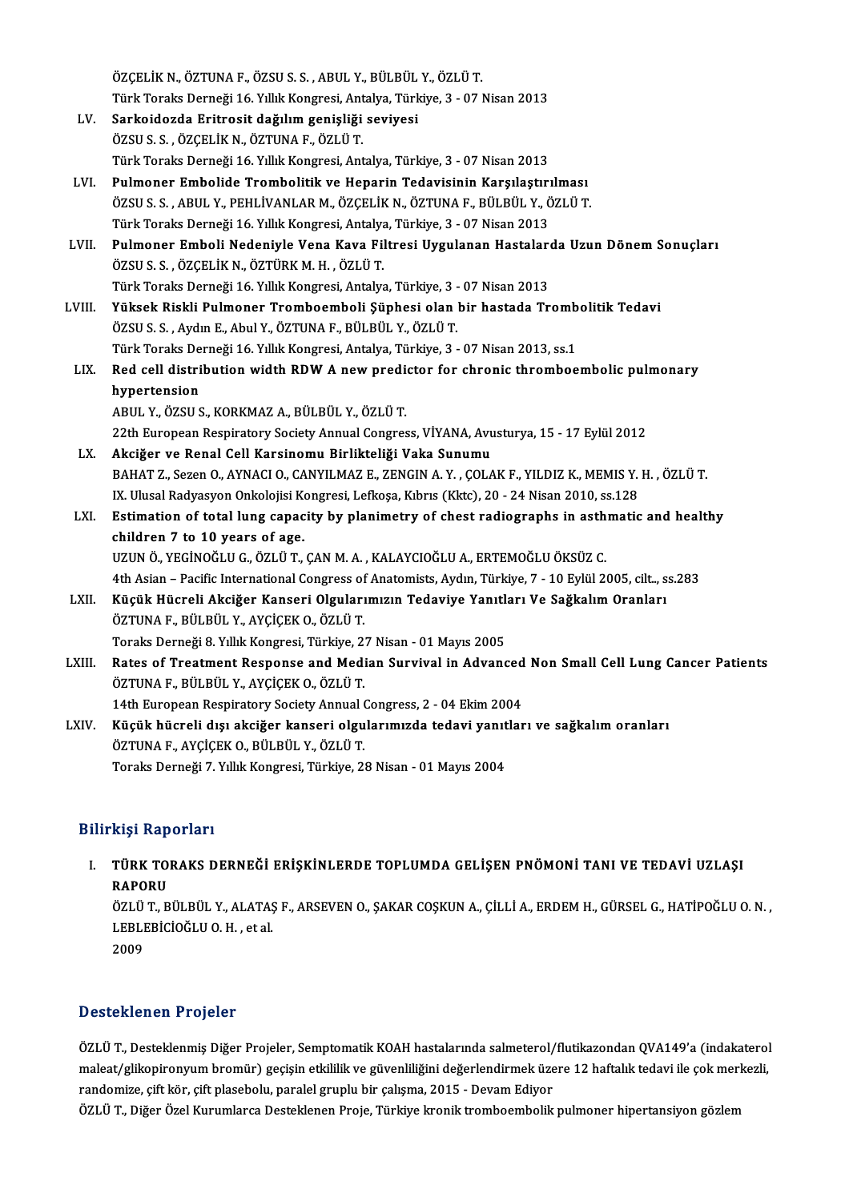ÖZÇELİK N., ÖZTUNA F., ÖZSU S. S. , ABUL Y., BÜLBÜL Y., ÖZLÜ T.
Türk Toraks Derneği 16. Yıllık Kongresi, Antalya, Türkiye, 3 - 07 Nisan 2013

LV. **Sarkoidozda Eritrosit dağılım genişliği seviyesi**
ÖZSU S. S. , ÖZÇELİK N., ÖZTUNA F., ÖZLÜ T.
Türk Toraks Derneği 16. Yıllık Kongresi, Antalya, Türkiye, 3 - 07 Nisan 2013

LVI. **Pulmoner Embolide Trombolitik ve Heparin Tedavisinin Karşılaştırılması**
ÖZSU S. S. , ABUL Y., PEHLİVANLAR M., ÖZÇELİK N., ÖZTUNA F., BÜLBÜL Y., ÖZLÜ T.
Türk Toraks Derneği 16. Yıllık Kongresi, Antalya, Türkiye, 3 - 07 Nisan 2013

LVII. **Pulmoner Emboli Nedeniyle Vena Kava Filtresi Uygulanan Hastalarda Uzun Dönem Sonuçları**
ÖZSU S. S. , ÖZÇELİK N., ÖZTÜRK M. H. , ÖZLÜ T.
Türk Toraks Derneği 16. Yıllık Kongresi, Antalya, Türkiye, 3 - 07 Nisan 2013

LVIII. **Yüksek Riskli Pulmoner Tromboemboli Şüphesi olan bir hastada Trombolitik Tedavi**
ÖZSU S. S. , Aydın E., Abul Y., ÖZTUNA F., BÜLBÜL Y., ÖZLÜ T.
Türk Toraks Derneği 16. Yıllık Kongresi, Antalya, Türkiye, 3 - 07 Nisan 2013, ss.1

LIX. **Red cell distribution width RDW A new predictor for chronic thromboembolic pulmonary hypertension**
ABUL Y., ÖZSU S., KORKMAZ A., BÜLBÜL Y., ÖZLÜ T.
22th European Respiratory Society Annual Congress, VİYANA, Avusturya, 15 - 17 Eylül 2012

LX. **Akciğer ve Renal Cell Karsinomu Birlikteliği Vaka Sunumu**
BAHAT Z., Sezen O., AYNACI O., CANYILMAZ E., ZENGIN A. Y. , ÇOLAK F., YILDIZ K., MEMIS Y. H. , ÖZLÜ T.
IX. Ulusal Radyasyon Onkolojisi Kongresi, Lefkoşa, Kıbrıs (Kktc), 20 - 24 Nisan 2010, ss.128

LXI. **Estimation of total lung capacity by planimetry of chest radiographs in asthmatic and healthy children 7 to 10 years of age.**
UZUN Ö., YEGİNOĞLU G., ÖZLÜ T., ÇAN M. A. , KALAYCIOĞLU A., ERTEMOĞLU ÖKSÜZ C.
4th Asian – Pacific International Congress of Anatomists, Aydın, Türkiye, 7 - 10 Eylül 2005, cilt., ss.283

LXII. **Küçük Hücreli Akciğer Kanseri Olgularımızın Tedaviye Yanıtları Ve Sağkalım Oranları**
ÖZTUNA F., BÜLBÜL Y., AYÇİÇEK O., ÖZLÜ T.
Toraks Derneği 8. Yıllık Kongresi, Türkiye, 27 Nisan - 01 Mayıs 2005

LXIII. **Rates of Treatment Response and Median Survival in Advanced Non Small Cell Lung Cancer Patients**
ÖZTUNA F., BÜLBÜL Y., AYÇİÇEK O., ÖZLÜ T.
14th European Respiratory Society Annual Congress, 2 - 04 Ekim 2004

LXIV. **Küçük hücreli dışı akciğer kanseri olgularımızda tedavi yanıtları ve sağkalım oranları**
ÖZTUNA F., AYÇİÇEK O., BÜLBÜL Y., ÖZLÜ T.
Toraks Derneği 7. Yıllık Kongresi, Türkiye, 28 Nisan - 01 Mayıs 2004

## Bilirkişi Raporları

I. **TÜRK TORAKS DERNEĞİ ERİŞKİNLERDE TOPLUMDA GELİŞEN PNÖMONİ TANI VE TEDAVİ UZLAŞI RAPORU**
ÖZLÜ T., BÜLBÜL Y., ALATAŞ F., ARSEVEN O., ŞAKAR COŞKUN A., ÇİLLİ A., ERDEM H., GÜRSEL G., HATİPOĞLU O. N. , LEBLEBİCİOĞLU O. H. , et al.
2009

## Desteklenen Projeler

ÖZLÜ T., Desteklenmiş Diğer Projeler, Semptomatik KOAH hastalarında salmeterol/flutikazondan QVA149'a (indakaterol maleat/glikopironyum bromür) geçişin etkililik ve güvenliliğini değerlendirmek üzere 12 haftalık tedavi ile çok merkezli, randomize, çift kör, çift plasebolu, paralel gruplu bir çalışma, 2015 - Devam Ediyor

ÖZLÜ T., Diğer Özel Kurumlarca Desteklenen Proje, Türkiye kronik tromboembolik pulmoner hipertansiyon gözlem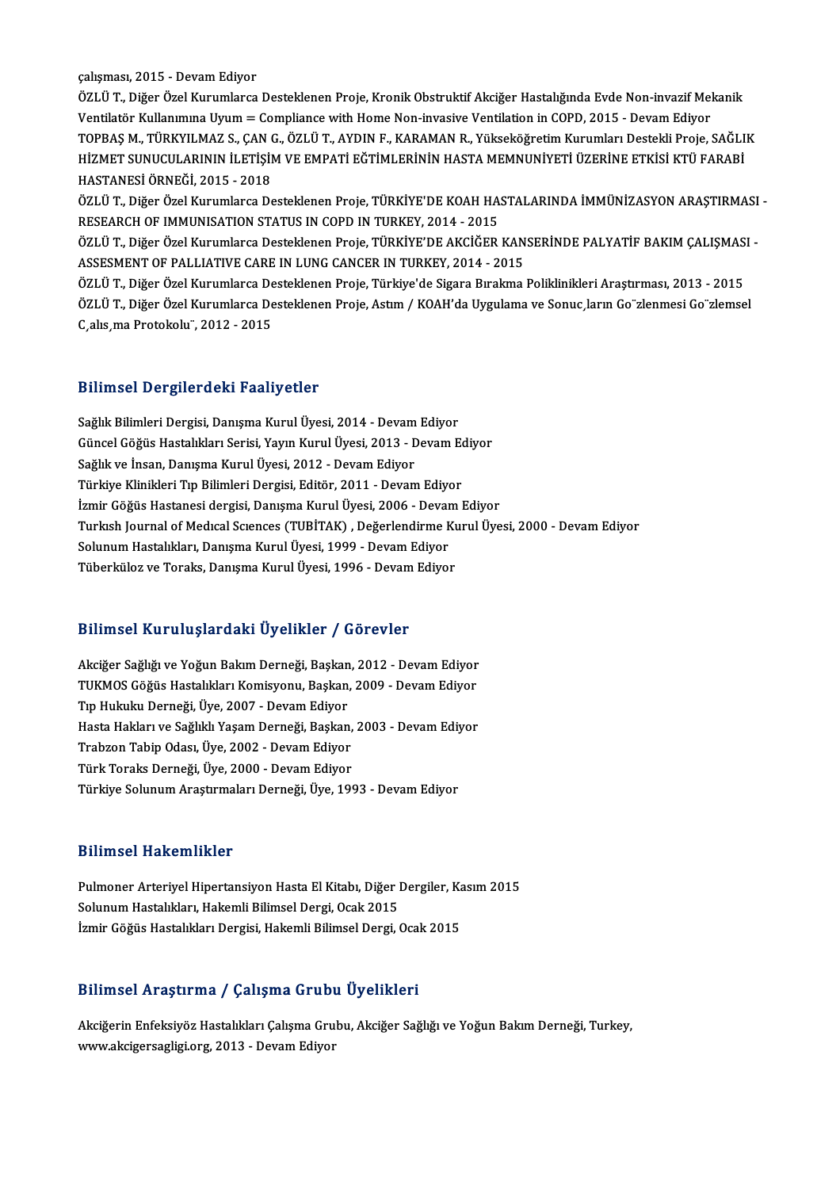çalışması, 2015 - Devam Ediyor

ÖZLÜ T., Diğer Özel Kurumlarca Desteklenen Proje, Kronik Obstruktif Akciğer Hastalığında Evde Non-invazif Mekanik Ventilatör Kullanımına Uyum = Compliance with Home Non-invasive Ventilation in COPD, 2015 - Devam Ediyor

TOPBAŞ M., TÜRKYILMAZ S., ÇAN G., ÖZLÜ T., AYDIN F., KARAMAN R., Yükseköğretim Kurumları Destekli Proje, SAĞLIK HİZMET SUNUCULARININ İLETİŞİM VE EMPATİ EĞTİMLERİNİN HASTA MEMNUNİYETİ ÜZERİNE ETKİSİ KTÜ FARABİ HASTANESİ ÖRNEĞİ, 2015 - 2018

ÖZLÜ T., Diğer Özel Kurumlarca Desteklenen Proje, TÜRKİYE'DE KOAH HASTALARINDA İMMÜNİZASYON ARAŞTIRMASI - RESEARCH OF IMMUNISATION STATUS IN COPD IN TURKEY, 2014 - 2015

ÖZLÜ T., Diğer Özel Kurumlarca Desteklenen Proje, TÜRKİYE'DE AKCİĞER KANSERİNDE PALYATİF BAKIM ÇALIŞMASI - ASSESMENT OF PALLIATIVE CARE IN LUNG CANCER IN TURKEY, 2014 - 2015

ÖZLÜ T., Diğer Özel Kurumlarca Desteklenen Proje, Türkiye'de Sigara Bırakma Poliklinikleri Araştırması, 2013 - 2015

ÖZLÜ T., Diğer Özel Kurumlarca Desteklenen Proje, Astım / KOAH'da Uygulama ve Sonuc¸ların Go¨zlenmesi Go¨zlemsel C¸alıs¸ma Protokolu¨, 2012 - 2015

## Bilimsel Dergilerdeki Faaliyetler

Sağlık Bilimleri Dergisi, Danışma Kurul Üyesi, 2014 - Devam Ediyor
Güncel Göğüs Hastalıkları Serisi, Yayın Kurul Üyesi, 2013 - Devam Ediyor
Sağlık ve İnsan, Danışma Kurul Üyesi, 2012 - Devam Ediyor
Türkiye Klinikleri Tıp Bilimleri Dergisi, Editör, 2011 - Devam Ediyor
İzmir Göğüs Hastanesi dergisi, Danışma Kurul Üyesi, 2006 - Devam Ediyor
Turkısh Journal of Medıcal Scıences (TUBİTAK) , Değerlendirme Kurul Üyesi, 2000 - Devam Ediyor
Solunum Hastalıkları, Danışma Kurul Üyesi, 1999 - Devam Ediyor
Tüberküloz ve Toraks, Danışma Kurul Üyesi, 1996 - Devam Ediyor

## Bilimsel Kuruluşlardaki Üyelikler / Görevler

Akciğer Sağlığı ve Yoğun Bakım Derneği, Başkan, 2012 - Devam Ediyor
TUKMOS Göğüs Hastalıkları Komisyonu, Başkan, 2009 - Devam Ediyor
Tıp Hukuku Derneği, Üye, 2007 - Devam Ediyor
Hasta Hakları ve Sağlıklı Yaşam Derneği, Başkan, 2003 - Devam Ediyor
Trabzon Tabip Odası, Üye, 2002 - Devam Ediyor
Türk Toraks Derneği, Üye, 2000 - Devam Ediyor
Türkiye Solunum Araştırmaları Derneği, Üye, 1993 - Devam Ediyor

## Bilimsel Hakemlikler

Pulmoner Arteriyel Hipertansiyon Hasta El Kitabı, Diğer Dergiler, Kasım 2015
Solunum Hastalıkları, Hakemli Bilimsel Dergi, Ocak 2015
İzmir Göğüs Hastalıkları Dergisi, Hakemli Bilimsel Dergi, Ocak 2015

## Bilimsel Araştırma / Çalışma Grubu Üyelikleri

Akciğerin Enfeksiyöz Hastalıkları Çalışma Grubu, Akciğer Sağlığı ve Yoğun Bakım Derneği, Turkey, www.akcigersagligi.org, 2013 - Devam Ediyor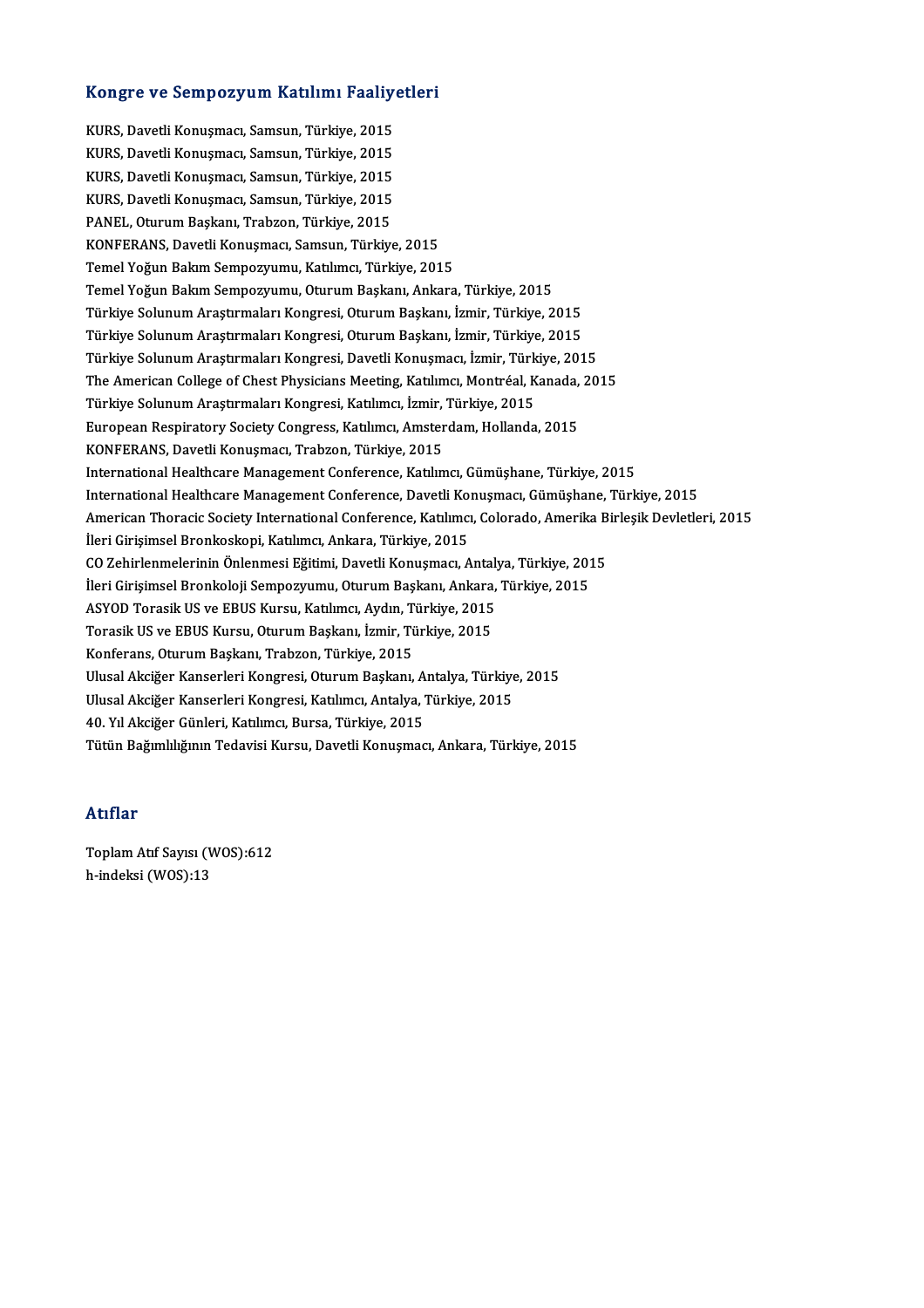## Kongre ve Sempozyum Katılımı Faaliyetleri

KURS, Davetli Konuşmacı, Samsun, Türkiye, 2015
KURS, Davetli Konuşmacı, Samsun, Türkiye, 2015
KURS, Davetli Konuşmacı, Samsun, Türkiye, 2015
KURS, Davetli Konuşmacı, Samsun, Türkiye, 2015
PANEL, Oturum Başkanı, Trabzon, Türkiye, 2015
KONFERANS, Davetli Konuşmacı, Samsun, Türkiye, 2015
Temel Yoğun Bakım Sempozyumu, Katılımcı, Türkiye, 2015
Temel Yoğun Bakım Sempozyumu, Oturum Başkanı, Ankara, Türkiye, 2015
Türkiye Solunum Araştırmaları Kongresi, Oturum Başkanı, İzmir, Türkiye, 2015
Türkiye Solunum Araştırmaları Kongresi, Oturum Başkanı, İzmir, Türkiye, 2015
Türkiye Solunum Araştırmaları Kongresi, Davetli Konuşmacı, İzmir, Türkiye, 2015
The American College of Chest Physicians Meeting, Katılımcı, Montréal, Kanada, 2015
Türkiye Solunum Araştırmaları Kongresi, Katılımcı, İzmir, Türkiye, 2015
European Respiratory Society Congress, Katılımcı, Amsterdam, Hollanda, 2015
KONFERANS, Davetli Konuşmacı, Trabzon, Türkiye, 2015
International Healthcare Management Conference, Katılımcı, Gümüşhane, Türkiye, 2015
International Healthcare Management Conference, Davetli Konuşmacı, Gümüşhane, Türkiye, 2015
American Thoracic Society International Conference, Katılımcı, Colorado, Amerika Birleşik Devletleri, 2015
İleri Girişimsel Bronkoskopi, Katılımcı, Ankara, Türkiye, 2015
CO Zehirlenmelerinin Önlenmesi Eğitimi, Davetli Konuşmacı, Antalya, Türkiye, 2015
İleri Girişimsel Bronkoloji Sempozyumu, Oturum Başkanı, Ankara, Türkiye, 2015
ASYOD Torasik US ve EBUS Kursu, Katılımcı, Aydın, Türkiye, 2015
Torasik US ve EBUS Kursu, Oturum Başkanı, İzmir, Türkiye, 2015
Konferans, Oturum Başkanı, Trabzon, Türkiye, 2015
Ulusal Akciğer Kanserleri Kongresi, Oturum Başkanı, Antalya, Türkiye, 2015
Ulusal Akciğer Kanserleri Kongresi, Katılımcı, Antalya, Türkiye, 2015
40. Yıl Akciğer Günleri, Katılımcı, Bursa, Türkiye, 2015
Tütün Bağımlılığının Tedavisi Kursu, Davetli Konuşmacı, Ankara, Türkiye, 2015

## Atıflar

Toplam Atıf Sayısı (WOS):612
h-indeksi (WOS):13